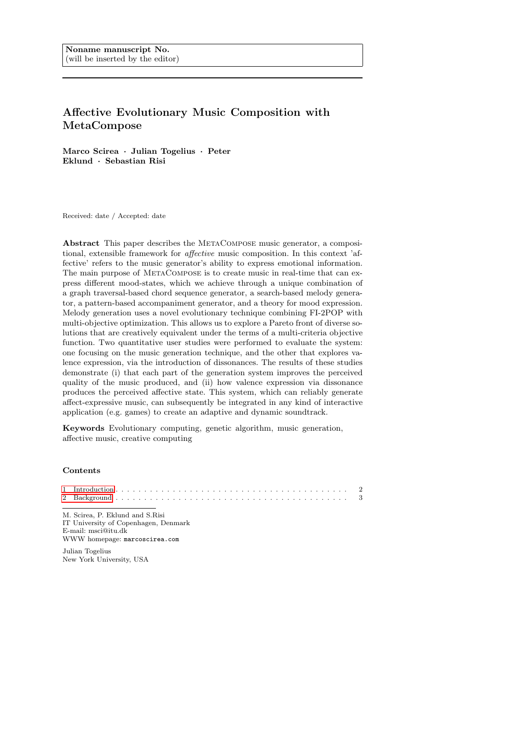Noname manuscript No.
(will be inserted by the editor)

# Affective Evolutionary Music Composition with MetaCompose

**Marco Scirea · Julian Togelius · Peter Eklund · Sebastian Risi**

Received: date / Accepted: date

**Abstract** This paper describes the MetaCompose music generator, a compositional, extensible framework for *affective* music composition. In this context 'affective' refers to the music generator's ability to express emotional information. The main purpose of MetaCompose is to create music in real-time that can express different mood-states, which we achieve through a unique combination of a graph traversal-based chord sequence generator, a search-based melody generator, a pattern-based accompaniment generator, and a theory for mood expression. Melody generation uses a novel evolutionary technique combining FI-2POP with multi-objective optimization. This allows us to explore a Pareto front of diverse solutions that are creatively equivalent under the terms of a multi-criteria objective function. Two quantitative user studies were performed to evaluate the system: one focusing on the music generation technique, and the other that explores valence expression, via the introduction of dissonances. The results of these studies demonstrate (i) that each part of the generation system improves the perceived quality of the music produced, and (ii) how valence expression via dissonance produces the perceived affective state. This system, which can reliably generate affect-expressive music, can subsequently be integrated in any kind of interactive application (e.g. games) to create an adaptive and dynamic soundtrack.

**Keywords** Evolutionary computing, genetic algorithm, music generation, affective music, creative computing

**Contents**

1 Introduction . . . 2
2 Background . . . 3

M. Scirea, P. Eklund and S.Risi
IT University of Copenhagen, Denmark
E-mail: msci@itu.dk
WWW homepage: marcoscirea.com

Julian Togelius
New York University, USA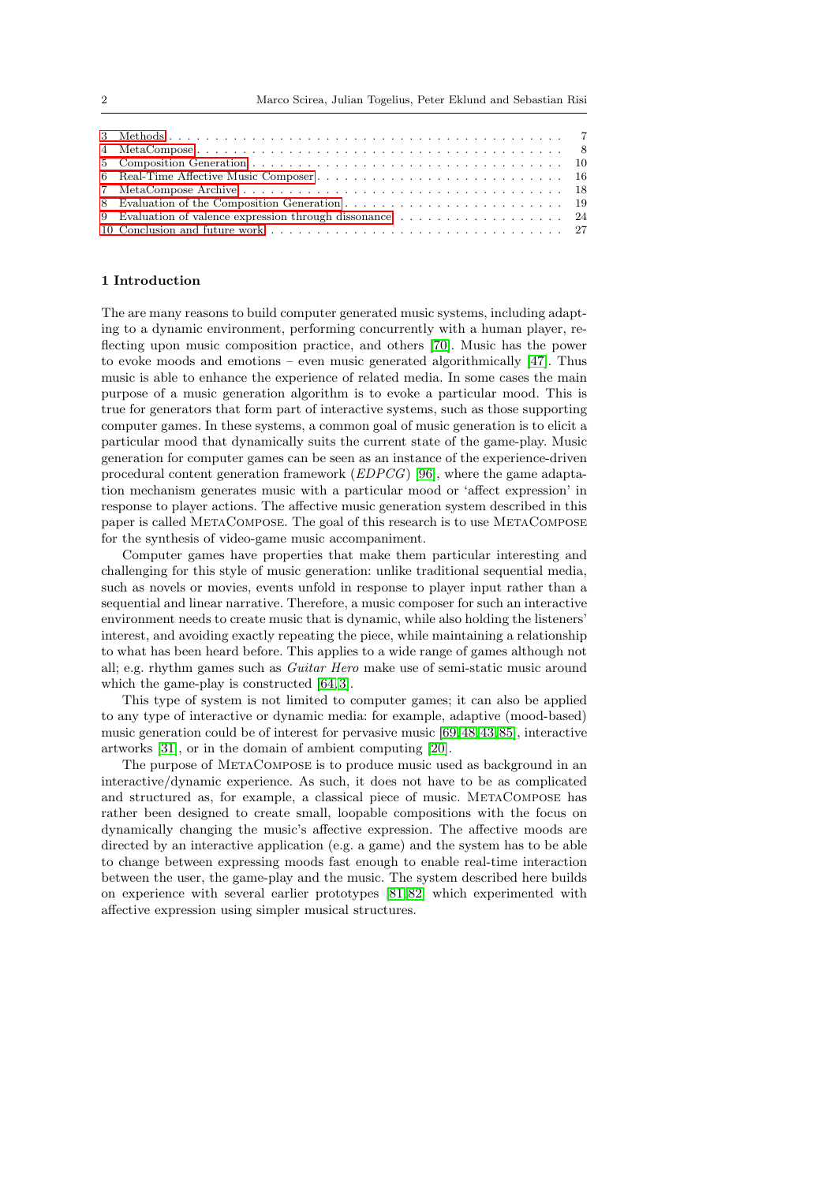3 Methods . . . . . . . . . . . . . . . . . . . . . . . . . . . . . . . . . . . . . . . . . . . . 7
4 MetaCompose . . . . . . . . . . . . . . . . . . . . . . . . . . . . . . . . . . . . . . . . . . 8
5 Composition Generation . . . . . . . . . . . . . . . . . . . . . . . . . . . . . . . . . . 10
6 Real-Time Affective Music Composer . . . . . . . . . . . . . . . . . . . . . . . . . . 16
7 MetaCompose Archive . . . . . . . . . . . . . . . . . . . . . . . . . . . . . . . . . . . . 18
8 Evaluation of the Composition Generation . . . . . . . . . . . . . . . . . . . . . . . 19
9 Evaluation of valence expression through dissonance . . . . . . . . . . . . . . . . . 24
10 Conclusion and future work . . . . . . . . . . . . . . . . . . . . . . . . . . . . . . . 27

## 1 Introduction

The are many reasons to build computer generated music systems, including adapting to a dynamic environment, performing concurrently with a human player, reflecting upon music composition practice, and others [70]. Music has the power to evoke moods and emotions – even music generated algorithmically [47]. Thus music is able to enhance the experience of related media. In some cases the main purpose of a music generation algorithm is to evoke a particular mood. This is true for generators that form part of interactive systems, such as those supporting computer games. In these systems, a common goal of music generation is to elicit a particular mood that dynamically suits the current state of the game-play. Music generation for computer games can be seen as an instance of the experience-driven procedural content generation framework (*EDPCG*) [96], where the game adaptation mechanism generates music with a particular mood or 'affect expression' in response to player actions. The affective music generation system described in this paper is called MetaCompose. The goal of this research is to use MetaCompose for the synthesis of video-game music accompaniment.

Computer games have properties that make them particular interesting and challenging for this style of music generation: unlike traditional sequential media, such as novels or movies, events unfold in response to player input rather than a sequential and linear narrative. Therefore, a music composer for such an interactive environment needs to create music that is dynamic, while also holding the listeners' interest, and avoiding exactly repeating the piece, while maintaining a relationship to what has been heard before. This applies to a wide range of games although not all; e.g. rhythm games such as *Guitar Hero* make use of semi-static music around which the game-play is constructed [64,3].

This type of system is not limited to computer games; it can also be applied to any type of interactive or dynamic media: for example, adaptive (mood-based) music generation could be of interest for pervasive music [69,48,43,85], interactive artworks [31], or in the domain of ambient computing [20].

The purpose of MetaCompose is to produce music used as background in an interactive/dynamic experience. As such, it does not have to be as complicated and structured as, for example, a classical piece of music. MetaCompose has rather been designed to create small, loopable compositions with the focus on dynamically changing the music's affective expression. The affective moods are directed by an interactive application (e.g. a game) and the system has to be able to change between expressing moods fast enough to enable real-time interaction between the user, the game-play and the music. The system described here builds on experience with several earlier prototypes [81,82] which experimented with affective expression using simpler musical structures.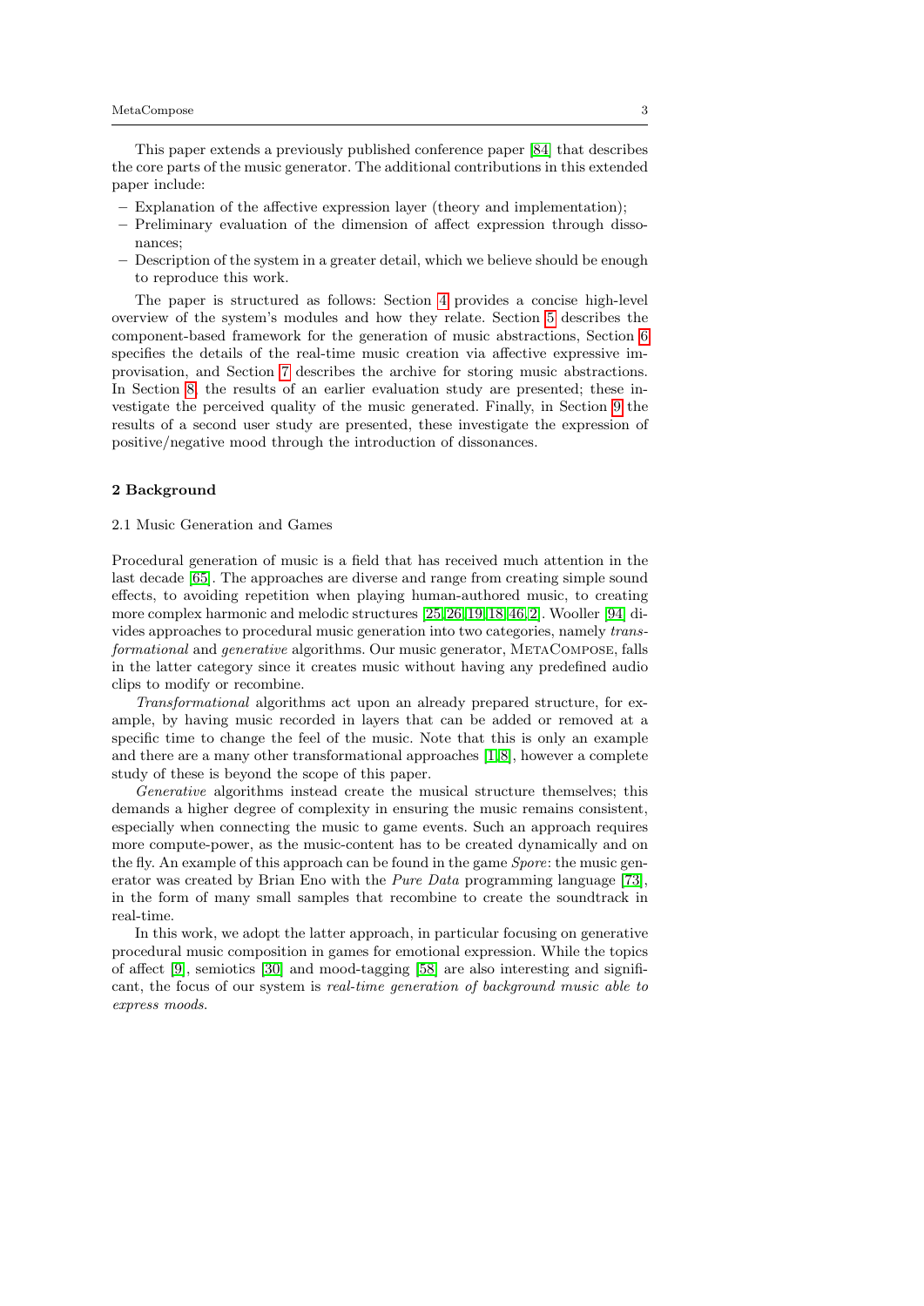This paper extends a previously published conference paper [84] that describes the core parts of the music generator. The additional contributions in this extended paper include:

- Explanation of the affective expression layer (theory and implementation);
- Preliminary evaluation of the dimension of affect expression through dissonances;
- Description of the system in a greater detail, which we believe should be enough to reproduce this work.

The paper is structured as follows: Section 4 provides a concise high-level overview of the system's modules and how they relate. Section 5 describes the component-based framework for the generation of music abstractions, Section 6 specifies the details of the real-time music creation via affective expressive improvisation, and Section 7 describes the archive for storing music abstractions. In Section 8, the results of an earlier evaluation study are presented; these investigate the perceived quality of the music generated. Finally, in Section 9 the results of a second user study are presented, these investigate the expression of positive/negative mood through the introduction of dissonances.

## 2 Background

### 2.1 Music Generation and Games

Procedural generation of music is a field that has received much attention in the last decade [65]. The approaches are diverse and range from creating simple sound effects, to avoiding repetition when playing human-authored music, to creating more complex harmonic and melodic structures [25,26,19,18,46,2]. Wooller [94] divides approaches to procedural music generation into two categories, namely *transformational* and *generative* algorithms. Our music generator, MetaCompose, falls in the latter category since it creates music without having any predefined audio clips to modify or recombine.

*Transformational* algorithms act upon an already prepared structure, for example, by having music recorded in layers that can be added or removed at a specific time to change the feel of the music. Note that this is only an example and there are a many other transformational approaches [1,8], however a complete study of these is beyond the scope of this paper.

*Generative* algorithms instead create the musical structure themselves; this demands a higher degree of complexity in ensuring the music remains consistent, especially when connecting the music to game events. Such an approach requires more compute-power, as the music-content has to be created dynamically and on the fly. An example of this approach can be found in the game *Spore*: the music generator was created by Brian Eno with the *Pure Data* programming language [73], in the form of many small samples that recombine to create the soundtrack in real-time.

In this work, we adopt the latter approach, in particular focusing on generative procedural music composition in games for emotional expression. While the topics of affect [9], semiotics [30] and mood-tagging [58] are also interesting and significant, the focus of our system is *real-time generation of background music able to express moods*.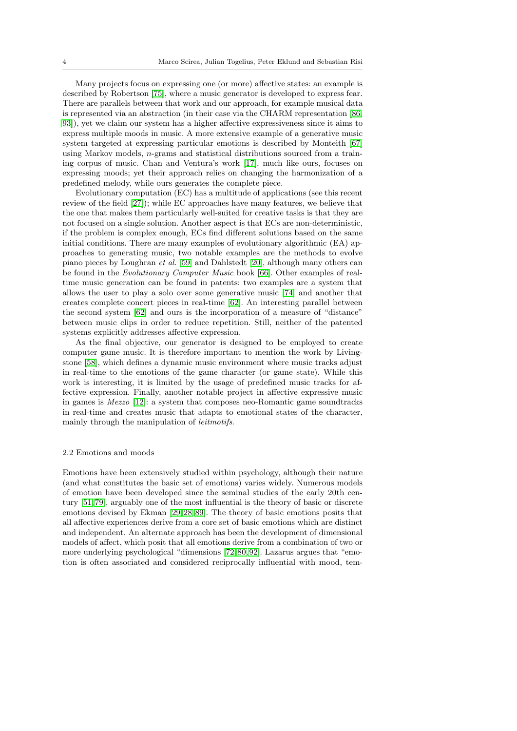Many projects focus on expressing one (or more) affective states: an example is described by Robertson [75], where a music generator is developed to express fear. There are parallels between that work and our approach, for example musical data is represented via an abstraction (in their case via the CHARM representation [86, 93]), yet we claim our system has a higher affective expressiveness since it aims to express multiple moods in music. A more extensive example of a generative music system targeted at expressing particular emotions is described by Monteith [67] using Markov models, $n$-grams and statistical distributions sourced from a training corpus of music. Chan and Ventura's work [17], much like ours, focuses on expressing moods; yet their approach relies on changing the harmonization of a predefined melody, while ours generates the complete piece.

Evolutionary computation (EC) has a multitude of applications (see this recent review of the field [27]); while EC approaches have many features, we believe that the one that makes them particularly well-suited for creative tasks is that they are not focused on a single solution. Another aspect is that ECs are non-deterministic, if the problem is complex enough, ECs find different solutions based on the same initial conditions. There are many examples of evolutionary algorithmic (EA) approaches to generating music, two notable examples are the methods to evolve piano pieces by Loughran *et al.* [59] and Dahlstedt [20], although many others can be found in the *Evolutionary Computer Music* book [66]. Other examples of real-time music generation can be found in patents: two examples are a system that allows the user to play a solo over some generative music [74] and another that creates complete concert pieces in real-time [62]. An interesting parallel between the second system [62] and ours is the incorporation of a measure of "distance" between music clips in order to reduce repetition. Still, neither of the patented systems explicitly addresses affective expression.

As the final objective, our generator is designed to be employed to create computer game music. It is therefore important to mention the work by Livingstone [58], which defines a dynamic music environment where music tracks adjust in real-time to the emotions of the game character (or game state). While this work is interesting, it is limited by the usage of predefined music tracks for affective expression. Finally, another notable project in affective expressive music in games is *Mezzo* [12]: a system that composes neo-Romantic game soundtracks in real-time and creates music that adapts to emotional states of the character, mainly through the manipulation of *leitmotifs*.

### 2.2 Emotions and moods

Emotions have been extensively studied within psychology, although their nature (and what constitutes the basic set of emotions) varies widely. Numerous models of emotion have been developed since the seminal studies of the early 20th century [51, 79], arguably one of the most influential is the theory of basic or discrete emotions devised by Ekman [29, 28, 89]. The theory of basic emotions posits that all affective experiences derive from a core set of basic emotions which are distinct and independent. An alternate approach has been the development of dimensional models of affect, which posit that all emotions derive from a combination of two or more underlying psychological "dimensions [72, 80, 92]. Lazarus argues that "emotion is often associated and considered reciprocally influential with mood, tem-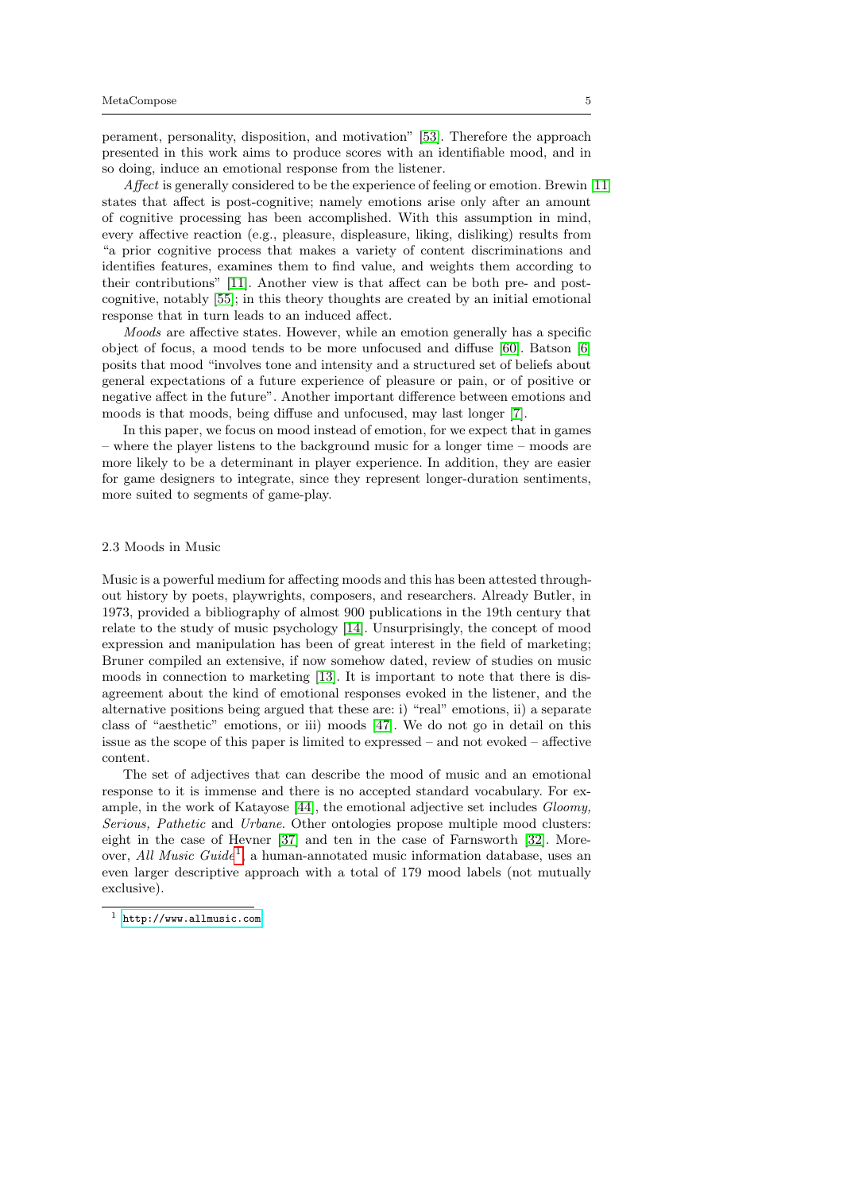perament, personality, disposition, and motivation" [53]. Therefore the approach presented in this work aims to produce scores with an identifiable mood, and in so doing, induce an emotional response from the listener.

*Affect* is generally considered to be the experience of feeling or emotion. Brewin [11] states that affect is post-cognitive; namely emotions arise only after an amount of cognitive processing has been accomplished. With this assumption in mind, every affective reaction (e.g., pleasure, displeasure, liking, disliking) results from "a prior cognitive process that makes a variety of content discriminations and identifies features, examines them to find value, and weights them according to their contributions" [11]. Another view is that affect can be both pre- and post-cognitive, notably [55]; in this theory thoughts are created by an initial emotional response that in turn leads to an induced affect.

*Moods* are affective states. However, while an emotion generally has a specific object of focus, a mood tends to be more unfocused and diffuse [60]. Batson [6] posits that mood "involves tone and intensity and a structured set of beliefs about general expectations of a future experience of pleasure or pain, or of positive or negative affect in the future". Another important difference between emotions and moods is that moods, being diffuse and unfocused, may last longer [7].

In this paper, we focus on mood instead of emotion, for we expect that in games – where the player listens to the background music for a longer time – moods are more likely to be a determinant in player experience. In addition, they are easier for game designers to integrate, since they represent longer-duration sentiments, more suited to segments of game-play.

### 2.3 Moods in Music

Music is a powerful medium for affecting moods and this has been attested throughout history by poets, playwrights, composers, and researchers. Already Butler, in 1973, provided a bibliography of almost 900 publications in the 19th century that relate to the study of music psychology [14]. Unsurprisingly, the concept of mood expression and manipulation has been of great interest in the field of marketing; Bruner compiled an extensive, if now somehow dated, review of studies on music moods in connection to marketing [13]. It is important to note that there is disagreement about the kind of emotional responses evoked in the listener, and the alternative positions being argued that these are: i) "real" emotions, ii) a separate class of "aesthetic" emotions, or iii) moods [47]. We do not go in detail on this issue as the scope of this paper is limited to expressed – and not evoked – affective content.

The set of adjectives that can describe the mood of music and an emotional response to it is immense and there is no accepted standard vocabulary. For example, in the work of Katayose [44], the emotional adjective set includes *Gloomy, Serious, Pathetic* and *Urbane*. Other ontologies propose multiple mood clusters: eight in the case of Hevner [37] and ten in the case of Farnsworth [32]. Moreover, *All Music Guide*[1], a human-annotated music information database, uses an even larger descriptive approach with a total of 179 mood labels (not mutually exclusive).

[1] http://www.allmusic.com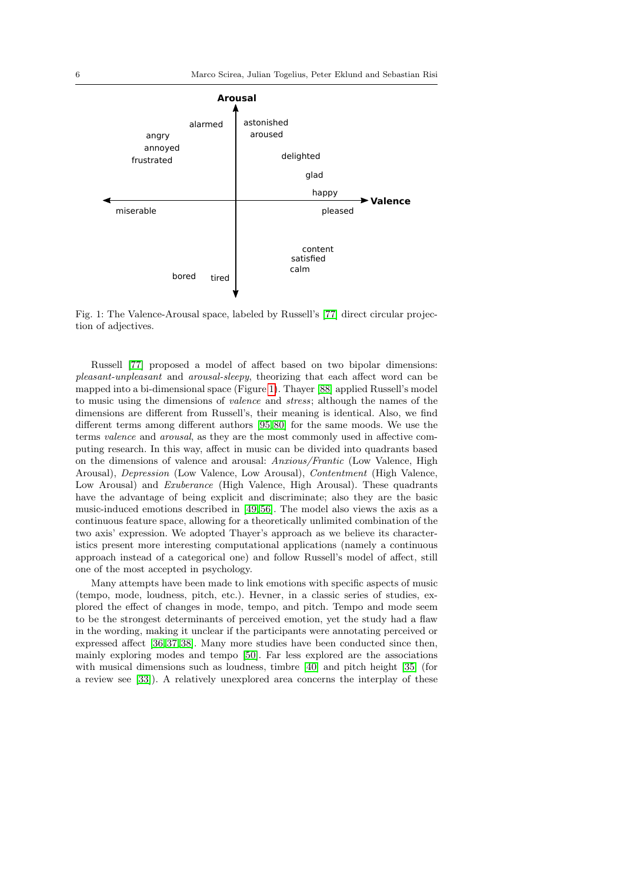Fig. 1: The Valence-Arousal space, labeled by Russell's [77] direct circular projection of adjectives.

Russell [77] proposed a model of affect based on two bipolar dimensions: *pleasant-unpleasant* and *arousal-sleepy*, theorizing that each affect word can be mapped into a bi-dimensional space (Figure 1). Thayer [88] applied Russell's model to music using the dimensions of *valence* and *stress*; although the names of the dimensions are different from Russell's, their meaning is identical. Also, we find different terms among different authors [95,80] for the same moods. We use the terms *valence* and *arousal*, as they are the most commonly used in affective computing research. In this way, affect in music can be divided into quadrants based on the dimensions of valence and arousal: *Anxious/Frantic* (Low Valence, High Arousal), *Depression* (Low Valence, Low Arousal), *Contentment* (High Valence, Low Arousal) and *Exuberance* (High Valence, High Arousal). These quadrants have the advantage of being explicit and discriminate; also they are the basic music-induced emotions described in [49,56]. The model also views the axis as a continuous feature space, allowing for a theoretically unlimited combination of the two axis' expression. We adopted Thayer's approach as we believe its characteristics present more interesting computational applications (namely a continuous approach instead of a categorical one) and follow Russell's model of affect, still one of the most accepted in psychology.

Many attempts have been made to link emotions with specific aspects of music (tempo, mode, loudness, pitch, etc.). Hevner, in a classic series of studies, explored the effect of changes in mode, tempo, and pitch. Tempo and mode seem to be the strongest determinants of perceived emotion, yet the study had a flaw in the wording, making it unclear if the participants were annotating perceived or expressed affect [36,37,38]. Many more studies have been conducted since then, mainly exploring modes and tempo [50]. Far less explored are the associations with musical dimensions such as loudness, timbre [40] and pitch height [35] (for a review see [33]). A relatively unexplored area concerns the interplay of these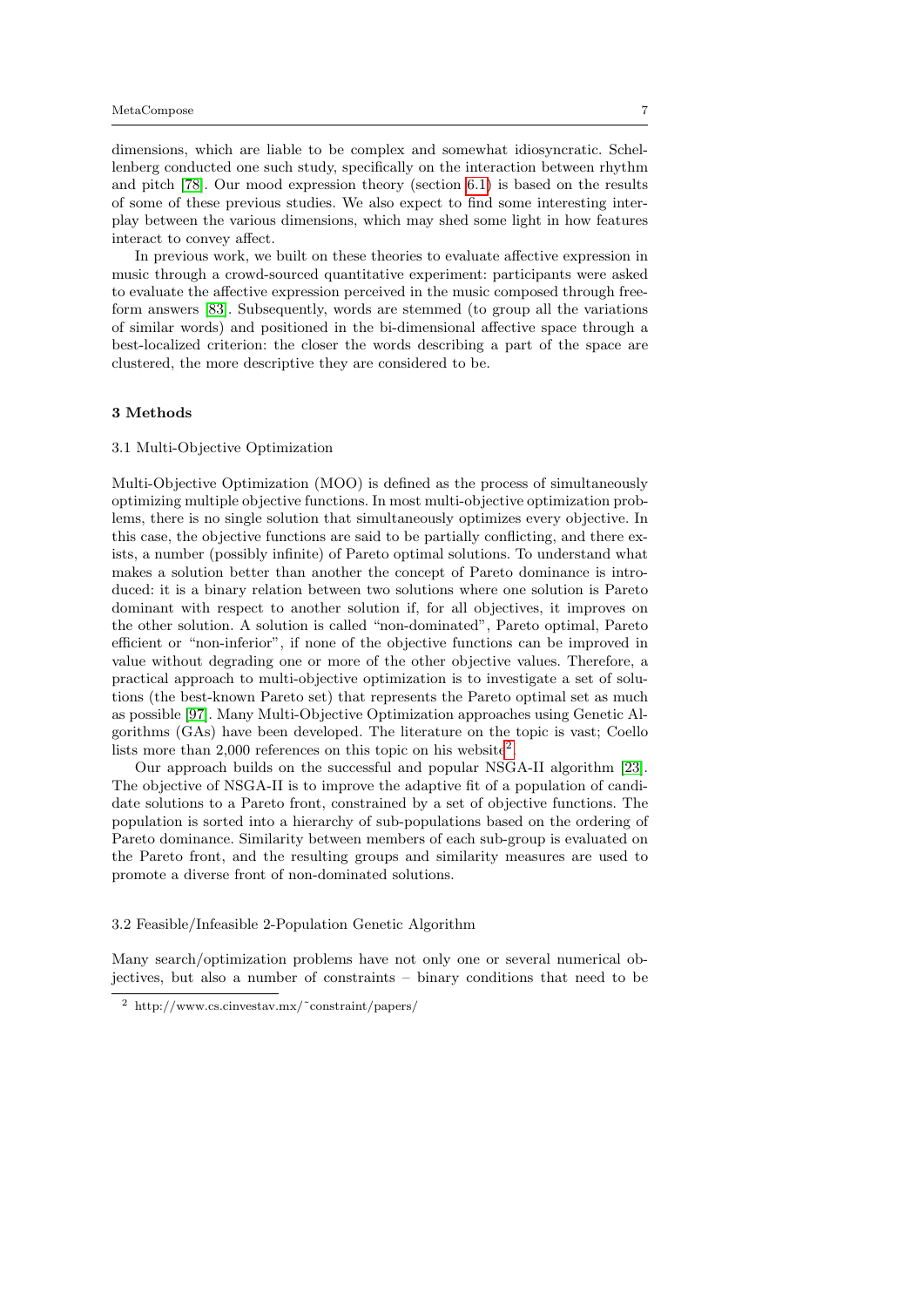dimensions, which are liable to be complex and somewhat idiosyncratic. Schellenberg conducted one such study, specifically on the interaction between rhythm and pitch [78]. Our mood expression theory (section 6.1) is based on the results of some of these previous studies. We also expect to find some interesting interplay between the various dimensions, which may shed some light in how features interact to convey affect.

In previous work, we built on these theories to evaluate affective expression in music through a crowd-sourced quantitative experiment: participants were asked to evaluate the affective expression perceived in the music composed through free-form answers [83]. Subsequently, words are stemmed (to group all the variations of similar words) and positioned in the bi-dimensional affective space through a best-localized criterion: the closer the words describing a part of the space are clustered, the more descriptive they are considered to be.

## 3 Methods

### 3.1 Multi-Objective Optimization

Multi-Objective Optimization (MOO) is defined as the process of simultaneously optimizing multiple objective functions. In most multi-objective optimization problems, there is no single solution that simultaneously optimizes every objective. In this case, the objective functions are said to be partially conflicting, and there exists, a number (possibly infinite) of Pareto optimal solutions. To understand what makes a solution better than another the concept of Pareto dominance is introduced: it is a binary relation between two solutions where one solution is Pareto dominant with respect to another solution if, for all objectives, it improves on the other solution. A solution is called "non-dominated", Pareto optimal, Pareto efficient or "non-inferior", if none of the objective functions can be improved in value without degrading one or more of the other objective values. Therefore, a practical approach to multi-objective optimization is to investigate a set of solutions (the best-known Pareto set) that represents the Pareto optimal set as much as possible [97]. Many Multi-Objective Optimization approaches using Genetic Algorithms (GAs) have been developed. The literature on the topic is vast; Coello lists more than 2,000 references on this topic on his website[2].

Our approach builds on the successful and popular NSGA-II algorithm [23]. The objective of NSGA-II is to improve the adaptive fit of a population of candidate solutions to a Pareto front, constrained by a set of objective functions. The population is sorted into a hierarchy of sub-populations based on the ordering of Pareto dominance. Similarity between members of each sub-group is evaluated on the Pareto front, and the resulting groups and similarity measures are used to promote a diverse front of non-dominated solutions.

### 3.2 Feasible/Infeasible 2-Population Genetic Algorithm

Many search/optimization problems have not only one or several numerical objectives, but also a number of constraints – binary conditions that need to be

[2] http://www.cs.cinvestav.mx/˜constraint/papers/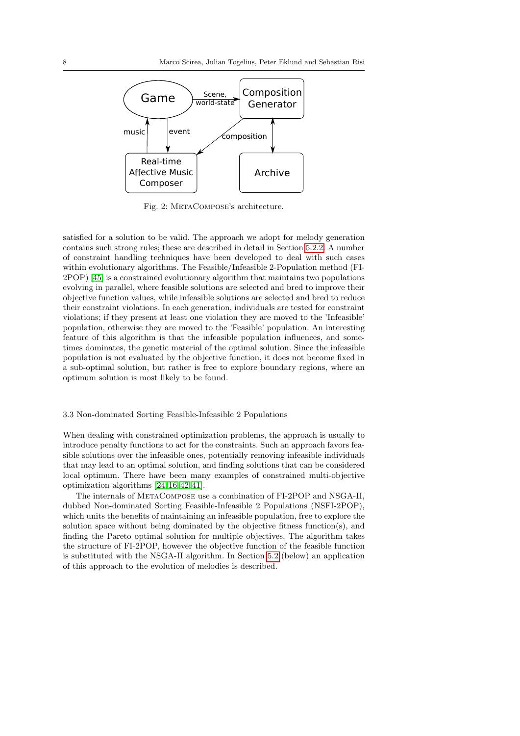Fig. 2: METACOMPOSE's architecture.

satisfied for a solution to be valid. The approach we adopt for melody generation contains such strong rules; these are described in detail in Section 5.2.2. A number of constraint handling techniques have been developed to deal with such cases within evolutionary algorithms. The Feasible/Infeasible 2-Population method (FI-2POP) [45] is a constrained evolutionary algorithm that maintains two populations evolving in parallel, where feasible solutions are selected and bred to improve their objective function values, while infeasible solutions are selected and bred to reduce their constraint violations. In each generation, individuals are tested for constraint violations; if they present at least one violation they are moved to the 'Infeasible' population, otherwise they are moved to the 'Feasible' population. An interesting feature of this algorithm is that the infeasible population influences, and sometimes dominates, the genetic material of the optimal solution. Since the infeasible population is not evaluated by the objective function, it does not become fixed in a sub-optimal solution, but rather is free to explore boundary regions, where an optimum solution is most likely to be found.

### 3.3 Non-dominated Sorting Feasible-Infeasible 2 Populations

When dealing with constrained optimization problems, the approach is usually to introduce penalty functions to act for the constraints. Such an approach favors feasible solutions over the infeasible ones, potentially removing infeasible individuals that may lead to an optimal solution, and finding solutions that can be considered local optimum. There have been many examples of constrained multi-objective optimization algorithms [24,16,42,41].

The internals of METACOMPOSE use a combination of FI-2POP and NSGA-II, dubbed Non-dominated Sorting Feasible-Infeasible 2 Populations (NSFI-2POP), which units the benefits of maintaining an infeasible population, free to explore the solution space without being dominated by the objective fitness function(s), and finding the Pareto optimal solution for multiple objectives. The algorithm takes the structure of FI-2POP, however the objective function of the feasible function is substituted with the NSGA-II algorithm. In Section 5.2 (below) an application of this approach to the evolution of melodies is described.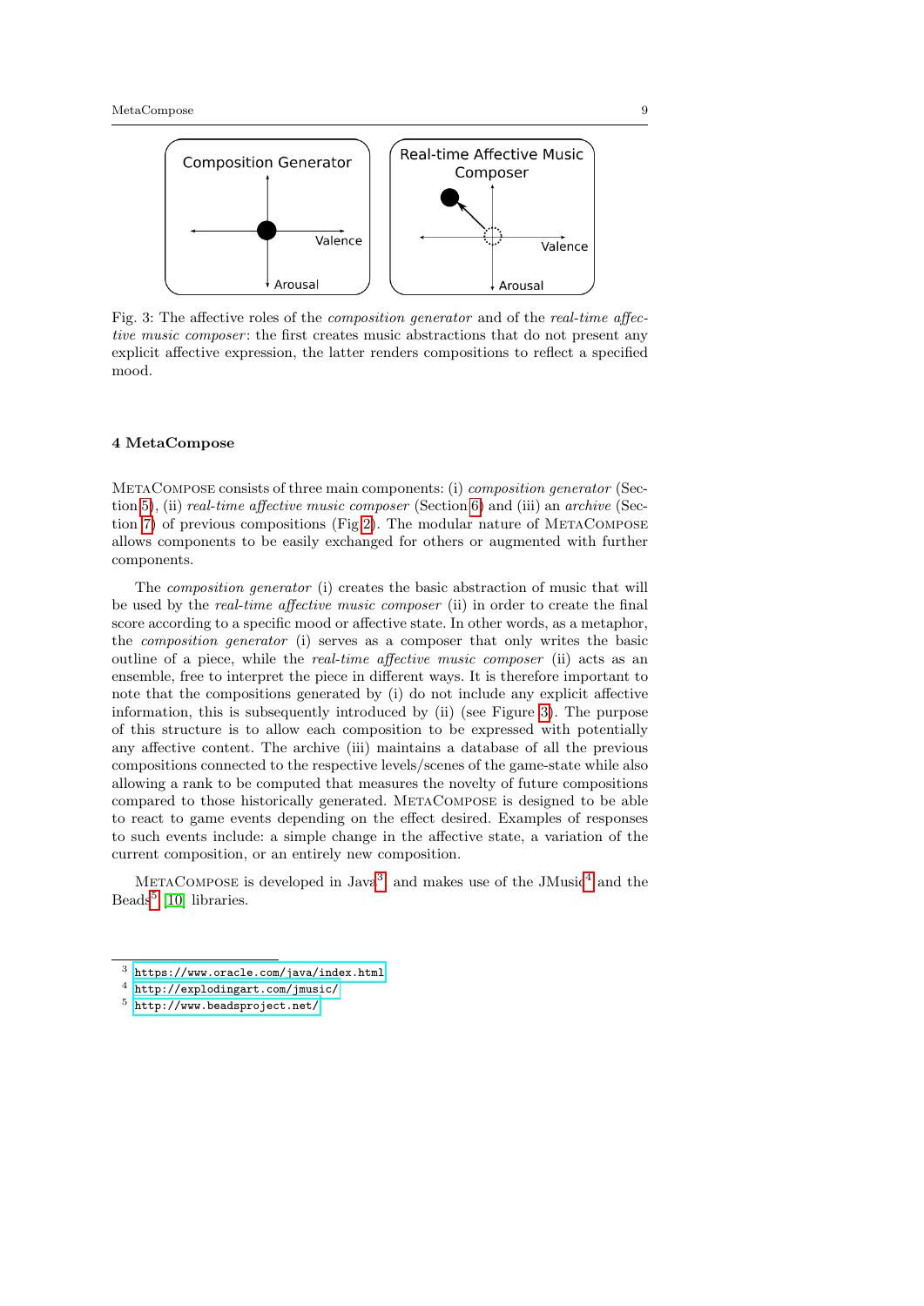Fig. 3: The affective roles of the *composition generator* and of the *real-time affective music composer*: the first creates music abstractions that do not present any explicit affective expression, the latter renders compositions to reflect a specified mood.

## 4 MetaCompose

MetaCompose consists of three main components: (i) *composition generator* (Section 5), (ii) *real-time affective music composer* (Section 6) and (iii) an *archive* (Section 7) of previous compositions (Fig 2). The modular nature of MetaCompose allows components to be easily exchanged for others or augmented with further components.

The *composition generator* (i) creates the basic abstraction of music that will be used by the *real-time affective music composer* (ii) in order to create the final score according to a specific mood or affective state. In other words, as a metaphor, the *composition generator* (i) serves as a composer that only writes the basic outline of a piece, while the *real-time affective music composer* (ii) acts as an ensemble, free to interpret the piece in different ways. It is therefore important to note that the compositions generated by (i) do not include any explicit affective information, this is subsequently introduced by (ii) (see Figure 3). The purpose of this structure is to allow each composition to be expressed with potentially any affective content. The archive (iii) maintains a database of all the previous compositions connected to the respective levels/scenes of the game-state while also allowing a rank to be computed that measures the novelty of future compositions compared to those historically generated. MetaCompose is designed to be able to react to game events depending on the effect desired. Examples of responses to such events include: a simple change in the affective state, a variation of the current composition, or an entirely new composition.

MetaCompose is developed in Java[3] and makes use of the JMusic[4] and the Beads[5] [10] libraries.

[3] https://www.oracle.com/java/index.html

[4] http://explodingart.com/jmusic/

[5] http://www.beadsproject.net/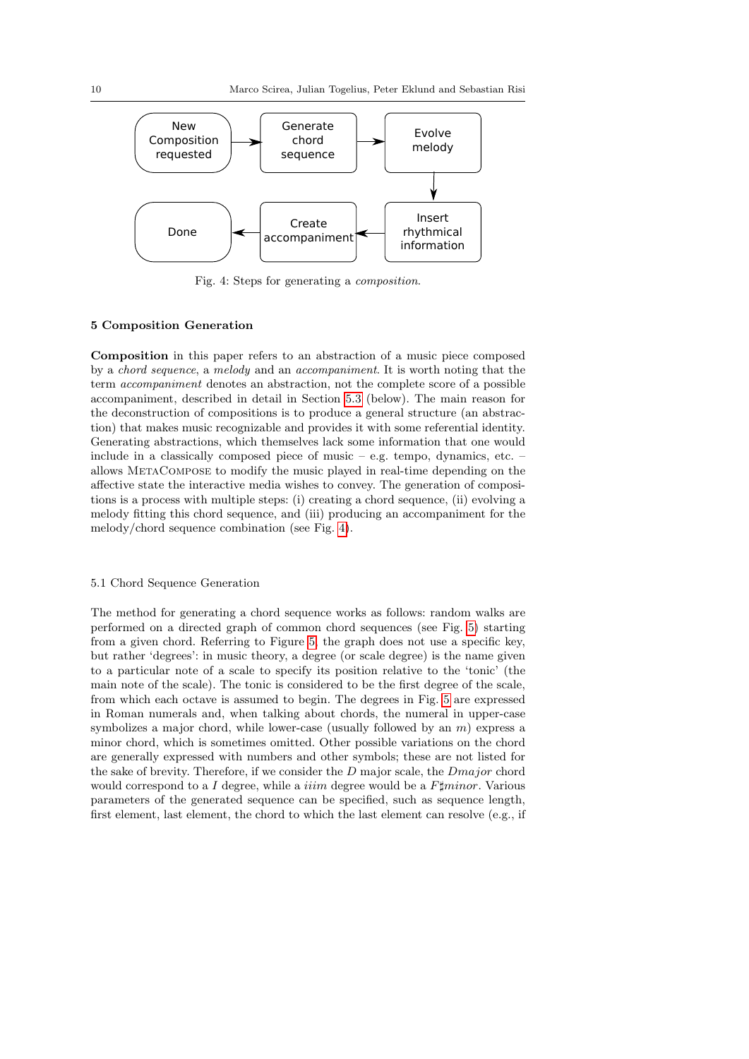Fig. 4: Steps for generating a *composition*.

## 5 Composition Generation

**Composition** in this paper refers to an abstraction of a music piece composed by a *chord sequence*, a *melody* and an *accompaniment*. It is worth noting that the term *accompaniment* denotes an abstraction, not the complete score of a possible accompaniment, described in detail in Section 5.3 (below). The main reason for the deconstruction of compositions is to produce a general structure (an abstraction) that makes music recognizable and provides it with some referential identity. Generating abstractions, which themselves lack some information that one would include in a classically composed piece of music – e.g. tempo, dynamics, etc. – allows MetaCompose to modify the music played in real-time depending on the affective state the interactive media wishes to convey. The generation of compositions is a process with multiple steps: (i) creating a chord sequence, (ii) evolving a melody fitting this chord sequence, and (iii) producing an accompaniment for the melody/chord sequence combination (see Fig. 4).

### 5.1 Chord Sequence Generation

The method for generating a chord sequence works as follows: random walks are performed on a directed graph of common chord sequences (see Fig. 5) starting from a given chord. Referring to Figure 5, the graph does not use a specific key, but rather 'degrees': in music theory, a degree (or scale degree) is the name given to a particular note of a scale to specify its position relative to the 'tonic' (the main note of the scale). The tonic is considered to be the first degree of the scale, from which each octave is assumed to begin. The degrees in Fig. 5 are expressed in Roman numerals and, when talking about chords, the numeral in upper-case symbolizes a major chord, while lower-case (usually followed by an $m$) express a minor chord, which is sometimes omitted. Other possible variations on the chord are generally expressed with numbers and other symbols; these are not listed for the sake of brevity. Therefore, if we consider the D major scale, the $Dmajor$ chord would correspond to a $I$ degree, while a $iiim$ degree would be a $F\sharp minor$. Various parameters of the generated sequence can be specified, such as sequence length, first element, last element, the chord to which the last element can resolve (e.g., if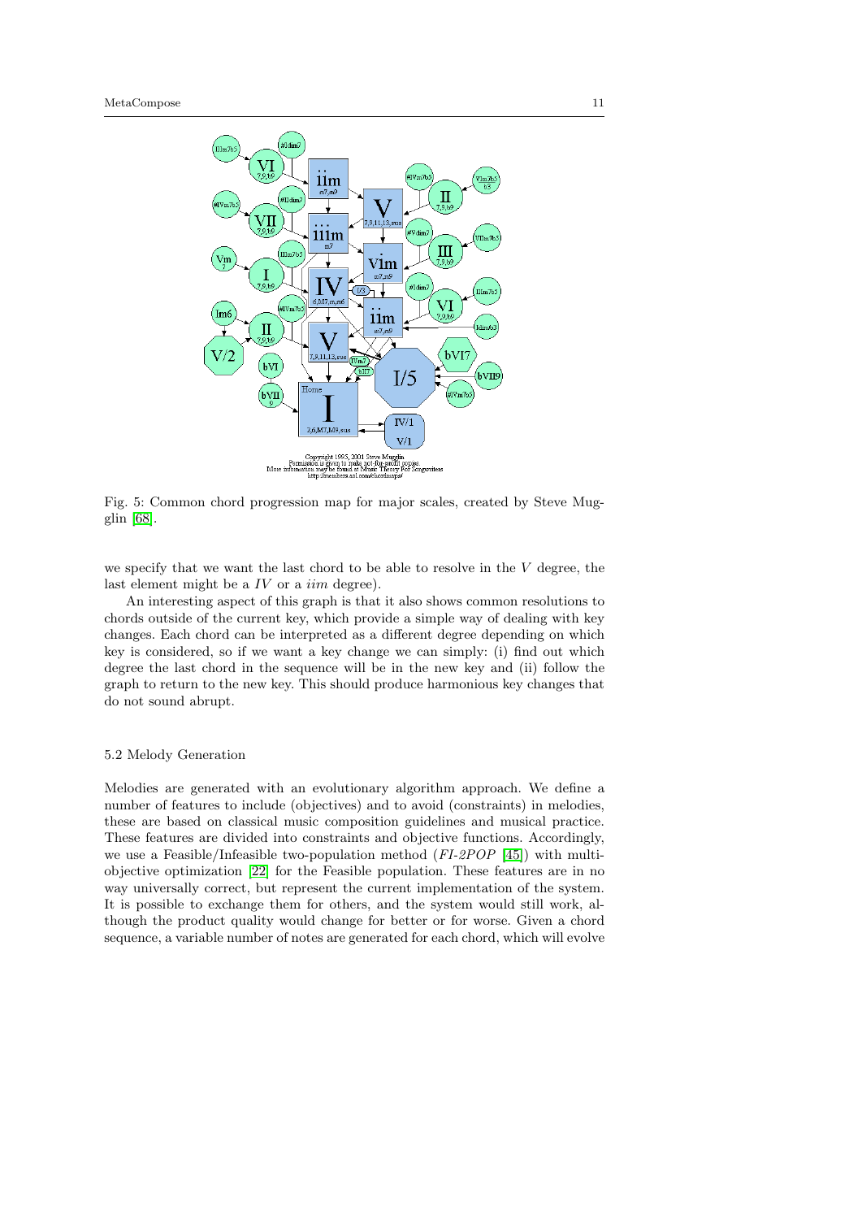Fig. 5: Common chord progression map for major scales, created by Steve Mugglin [68].

we specify that we want the last chord to be able to resolve in the $V$ degree, the last element might be a $IV$ or a $iim$ degree).

An interesting aspect of this graph is that it also shows common resolutions to chords outside of the current key, which provide a simple way of dealing with key changes. Each chord can be interpreted as a different degree depending on which key is considered, so if we want a key change we can simply: (i) find out which degree the last chord in the sequence will be in the new key and (ii) follow the graph to return to the new key. This should produce harmonious key changes that do not sound abrupt.

### 5.2 Melody Generation

Melodies are generated with an evolutionary algorithm approach. We define a number of features to include (objectives) and to avoid (constraints) in melodies, these are based on classical music composition guidelines and musical practice. These features are divided into constraints and objective functions. Accordingly, we use a Feasible/Infeasible two-population method (*FI-2POP* [45]) with multi-objective optimization [22] for the Feasible population. These features are in no way universally correct, but represent the current implementation of the system. It is possible to exchange them for others, and the system would still work, although the product quality would change for better or for worse. Given a chord sequence, a variable number of notes are generated for each chord, which will evolve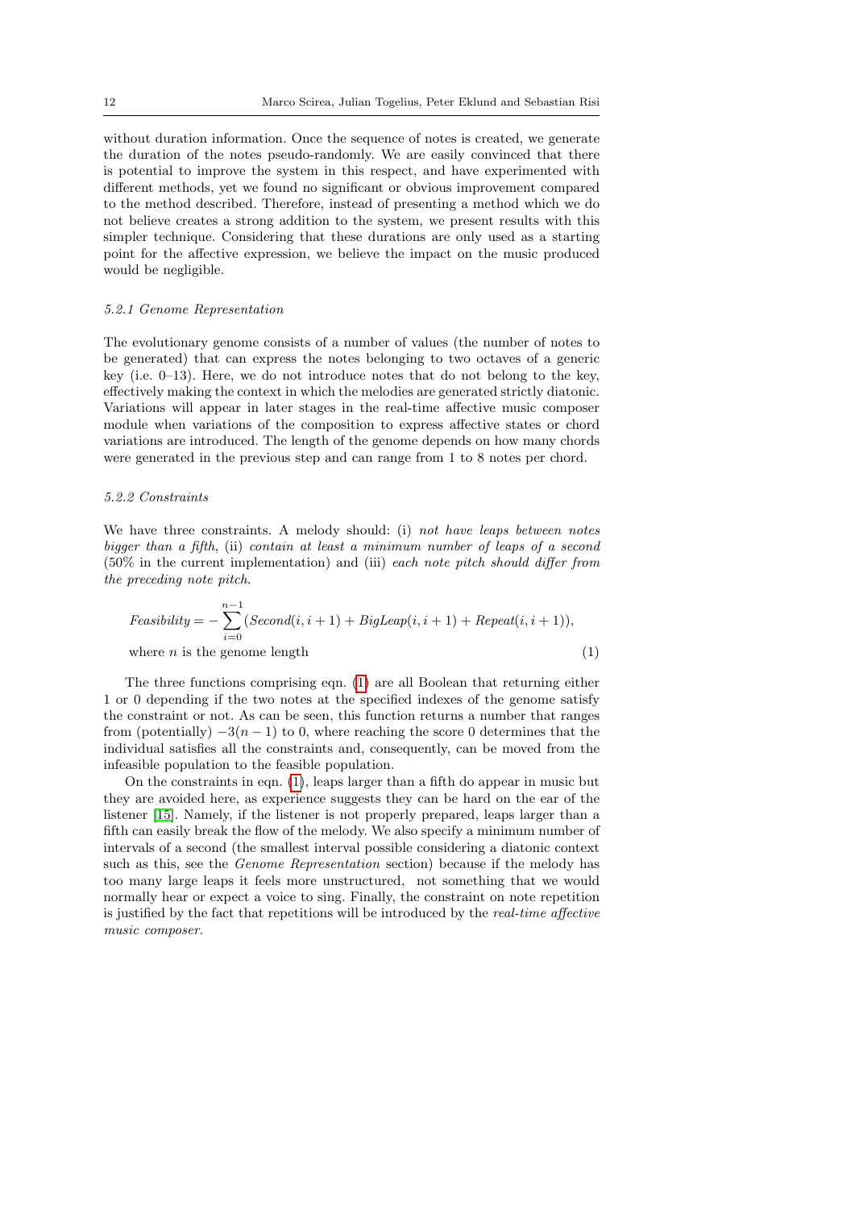without duration information. Once the sequence of notes is created, we generate the duration of the notes pseudo-randomly. We are easily convinced that there is potential to improve the system in this respect, and have experimented with different methods, yet we found no significant or obvious improvement compared to the method described. Therefore, instead of presenting a method which we do not believe creates a strong addition to the system, we present results with this simpler technique. Considering that these durations are only used as a starting point for the affective expression, we believe the impact on the music produced would be negligible.

#### 5.2.1 Genome Representation

The evolutionary genome consists of a number of values (the number of notes to be generated) that can express the notes belonging to two octaves of a generic key (i.e. 0–13). Here, we do not introduce notes that do not belong to the key, effectively making the context in which the melodies are generated strictly diatonic. Variations will appear in later stages in the real-time affective music composer module when variations of the composition to express affective states or chord variations are introduced. The length of the genome depends on how many chords were generated in the previous step and can range from 1 to 8 notes per chord.

#### 5.2.2 Constraints

We have three constraints. A melody should: (i) *not have leaps between notes bigger than a fifth*, (ii) *contain at least a minimum number of leaps of a second* (50% in the current implementation) and (iii) *each note pitch should differ from the preceding note pitch*.

$$Feasibility = -\sum_{i=0}^{n-1}(Second(i, i+1) + BigLeap(i, i+1) + Repeat(i, i+1)),$$
$$\text{where } n \text{ is the genome length} \tag{1}$$

The three functions comprising eqn. (1) are all Boolean that returning either 1 or 0 depending if the two notes at the specified indexes of the genome satisfy the constraint or not. As can be seen, this function returns a number that ranges from (potentially) $-3(n-1)$ to 0, where reaching the score 0 determines that the individual satisfies all the constraints and, consequently, can be moved from the infeasible population to the feasible population.

On the constraints in eqn. (1), leaps larger than a fifth do appear in music but they are avoided here, as experience suggests they can be hard on the ear of the listener [15]. Namely, if the listener is not properly prepared, leaps larger than a fifth can easily break the flow of the melody. We also specify a minimum number of intervals of a second (the smallest interval possible considering a diatonic context such as this, see the *Genome Representation* section) because if the melody has too many large leaps it feels more unstructured, not something that we would normally hear or expect a voice to sing. Finally, the constraint on note repetition is justified by the fact that repetitions will be introduced by the *real-time affective music composer*.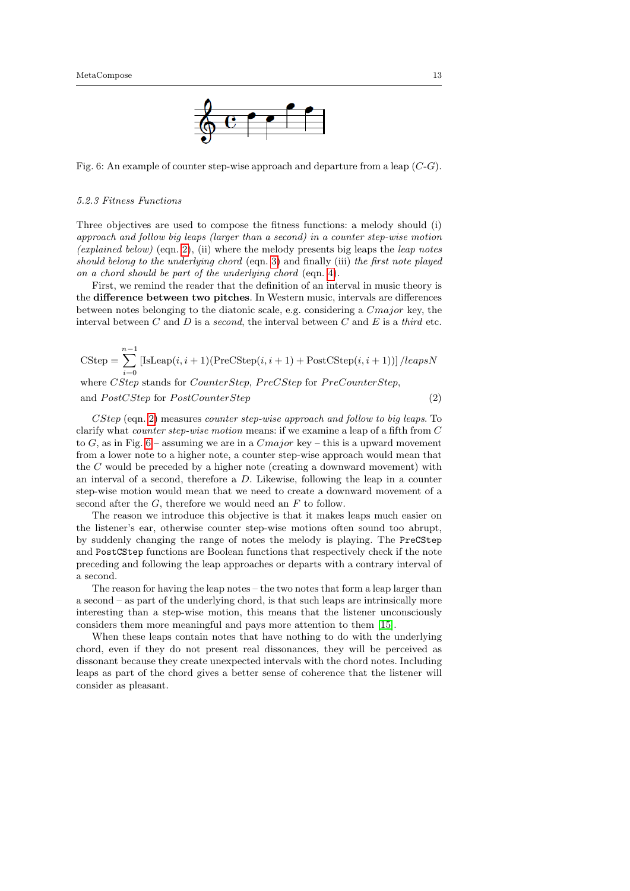Fig. 6: An example of counter step-wise approach and departure from a leap ($C$-$G$).

### 5.2.3 Fitness Functions

Three objectives are used to compose the fitness functions: a melody should (i) *approach and follow big leaps (larger than a second) in a counter step-wise motion (explained below)* (eqn. 2), (ii) where the melody presents big leaps the *leap notes should belong to the underlying chord* (eqn. 3) and finally (iii) *the first note played on a chord should be part of the underlying chord* (eqn. 4).

First, we remind the reader that the definition of an interval in music theory is the **difference between two pitches**. In Western music, intervals are differences between notes belonging to the diatonic scale, e.g. considering a $Cmajor$ key, the interval between $C$ and $D$ is a *second*, the interval between $C$ and $E$ is a *third* etc.

$$\text{CStep} = \sum_{i=0}^{n-1} \left[\text{IsLeap}(i, i+1)(\text{PreCStep}(i, i+1) + \text{PostCStep}(i, i+1))\right] / leapsN$$

where $CStep$ stands for $CounterStep$, $PreCStep$ for $PreCounterStep$, and $PostCStep$ for $PostCounterStep$ (2)

$CStep$ (eqn. 2) measures *counter step-wise approach and follow to big leaps*. To clarify what *counter step-wise motion* means: if we examine a leap of a fifth from $C$ to $G$, as in Fig. 6 – assuming we are in a $Cmajor$ key – this is a upward movement from a lower note to a higher note, a counter step-wise approach would mean that the $C$ would be preceded by a higher note (creating a downward movement) with an interval of a second, therefore a $D$. Likewise, following the leap in a counter step-wise motion would mean that we need to create a downward movement of a second after the $G$, therefore we would need an $F$ to follow.

The reason we introduce this objective is that it makes leaps much easier on the listener's ear, otherwise counter step-wise motions often sound too abrupt, by suddenly changing the range of notes the melody is playing. The `PreCStep` and `PostCStep` functions are Boolean functions that respectively check if the note preceding and following the leap approaches or departs with a contrary interval of a second.

The reason for having the leap notes – the two notes that form a leap larger than a second – as part of the underlying chord, is that such leaps are intrinsically more interesting than a step-wise motion, this means that the listener unconsciously considers them more meaningful and pays more attention to them [15].

When these leaps contain notes that have nothing to do with the underlying chord, even if they do not present real dissonances, they will be perceived as dissonant because they create unexpected intervals with the chord notes. Including leaps as part of the chord gives a better sense of coherence that the listener will consider as pleasant.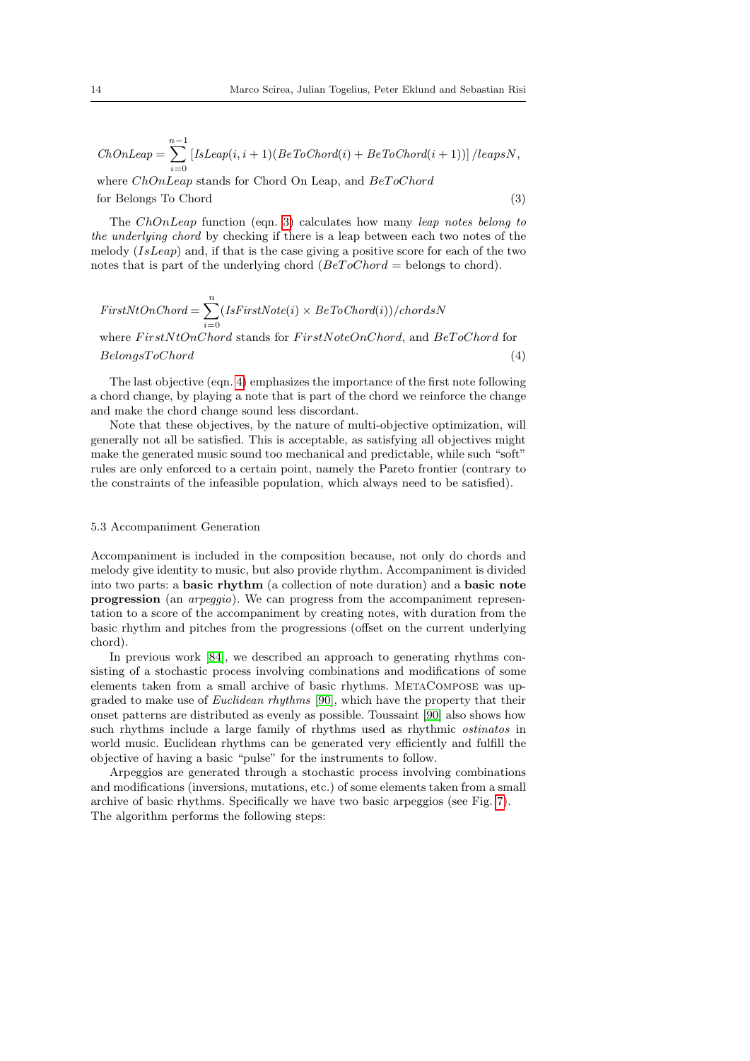$$ChOnLeap = \sum_{i=0}^{n-1} \left[ IsLeap(i, i+1)(BeToChord(i) + BeToChord(i+1)) \right] / leapsN,$$

where $ChOnLeap$ stands for Chord On Leap, and $BeToChord$ for Belongs To Chord (3)

The $ChOnLeap$ function (eqn. 3) calculates how many *leap notes belong to the underlying chord* by checking if there is a leap between each two notes of the melody ($IsLeap$) and, if that is the case giving a positive score for each of the two notes that is part of the underlying chord ($BeToChord$ = belongs to chord).

$$FirstNtOnChord = \sum_{i=0}^{n} (IsFirstNote(i) \times BeToChord(i))/chordsN$$

where $FirstNtOnChord$ stands for $FirstNoteOnChord$, and $BeToChord$ for $BelongsToChord$ (4)

The last objective (eqn. 4) emphasizes the importance of the first note following a chord change, by playing a note that is part of the chord we reinforce the change and make the chord change sound less discordant.

Note that these objectives, by the nature of multi-objective optimization, will generally not all be satisfied. This is acceptable, as satisfying all objectives might make the generated music sound too mechanical and predictable, while such "soft" rules are only enforced to a certain point, namely the Pareto frontier (contrary to the constraints of the infeasible population, which always need to be satisfied).

### 5.3 Accompaniment Generation

Accompaniment is included in the composition because, not only do chords and melody give identity to music, but also provide rhythm. Accompaniment is divided into two parts: a **basic rhythm** (a collection of note duration) and a **basic note progression** (an *arpeggio*). We can progress from the accompaniment representation to a score of the accompaniment by creating notes, with duration from the basic rhythm and pitches from the progressions (offset on the current underlying chord).

In previous work [84], we described an approach to generating rhythms consisting of a stochastic process involving combinations and modifications of some elements taken from a small archive of basic rhythms. MetaCompose was upgraded to make use of *Euclidean rhythms* [90], which have the property that their onset patterns are distributed as evenly as possible. Toussaint [90] also shows how such rhythms include a large family of rhythms used as rhythmic *ostinatos* in world music. Euclidean rhythms can be generated very efficiently and fulfill the objective of having a basic "pulse" for the instruments to follow.

Arpeggios are generated through a stochastic process involving combinations and modifications (inversions, mutations, etc.) of some elements taken from a small archive of basic rhythms. Specifically we have two basic arpeggios (see Fig. 7). The algorithm performs the following steps: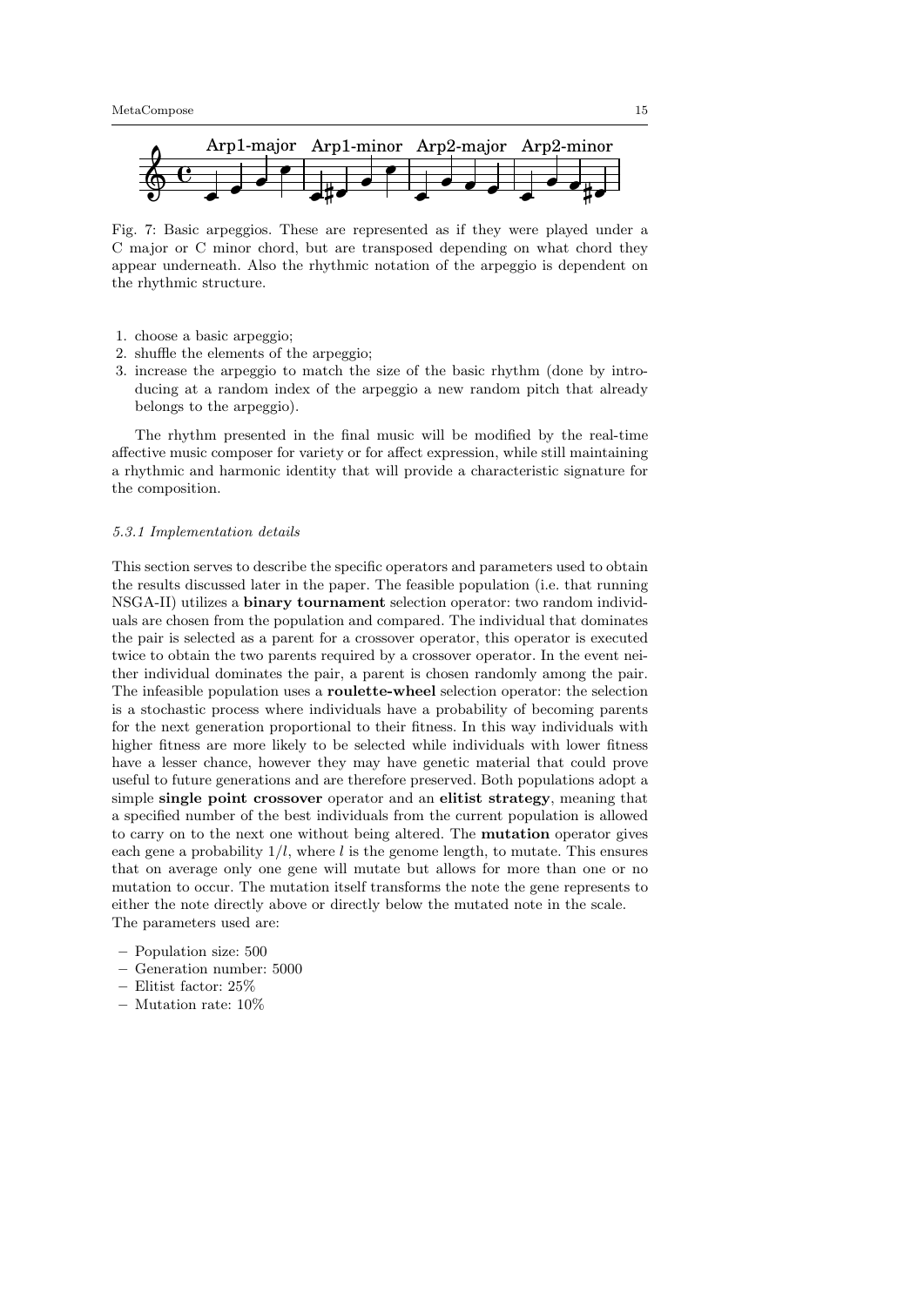Fig. 7: Basic arpeggios. These are represented as if they were played under a C major or C minor chord, but are transposed depending on what chord they appear underneath. Also the rhythmic notation of the arpeggio is dependent on the rhythmic structure.

1. choose a basic arpeggio;
2. shuffle the elements of the arpeggio;
3. increase the arpeggio to match the size of the basic rhythm (done by introducing at a random index of the arpeggio a new random pitch that already belongs to the arpeggio).

The rhythm presented in the final music will be modified by the real-time affective music composer for variety or for affect expression, while still maintaining a rhythmic and harmonic identity that will provide a characteristic signature for the composition.

#### *5.3.1 Implementation details*

This section serves to describe the specific operators and parameters used to obtain the results discussed later in the paper. The feasible population (i.e. that running NSGA-II) utilizes a **binary tournament** selection operator: two random individuals are chosen from the population and compared. The individual that dominates the pair is selected as a parent for a crossover operator, this operator is executed twice to obtain the two parents required by a crossover operator. In the event neither individual dominates the pair, a parent is chosen randomly among the pair. The infeasible population uses a **roulette-wheel** selection operator: the selection is a stochastic process where individuals have a probability of becoming parents for the next generation proportional to their fitness. In this way individuals with higher fitness are more likely to be selected while individuals with lower fitness have a lesser chance, however they may have genetic material that could prove useful to future generations and are therefore preserved. Both populations adopt a simple **single point crossover** operator and an **elitist strategy**, meaning that a specified number of the best individuals from the current population is allowed to carry on to the next one without being altered. The **mutation** operator gives each gene a probability $1/l$, where $l$ is the genome length, to mutate. This ensures that on average only one gene will mutate but allows for more than one or no mutation to occur. The mutation itself transforms the note the gene represents to either the note directly above or directly below the mutated note in the scale.
The parameters used are:

- Population size: 500
- Generation number: 5000
- Elitist factor: 25%
- Mutation rate: 10%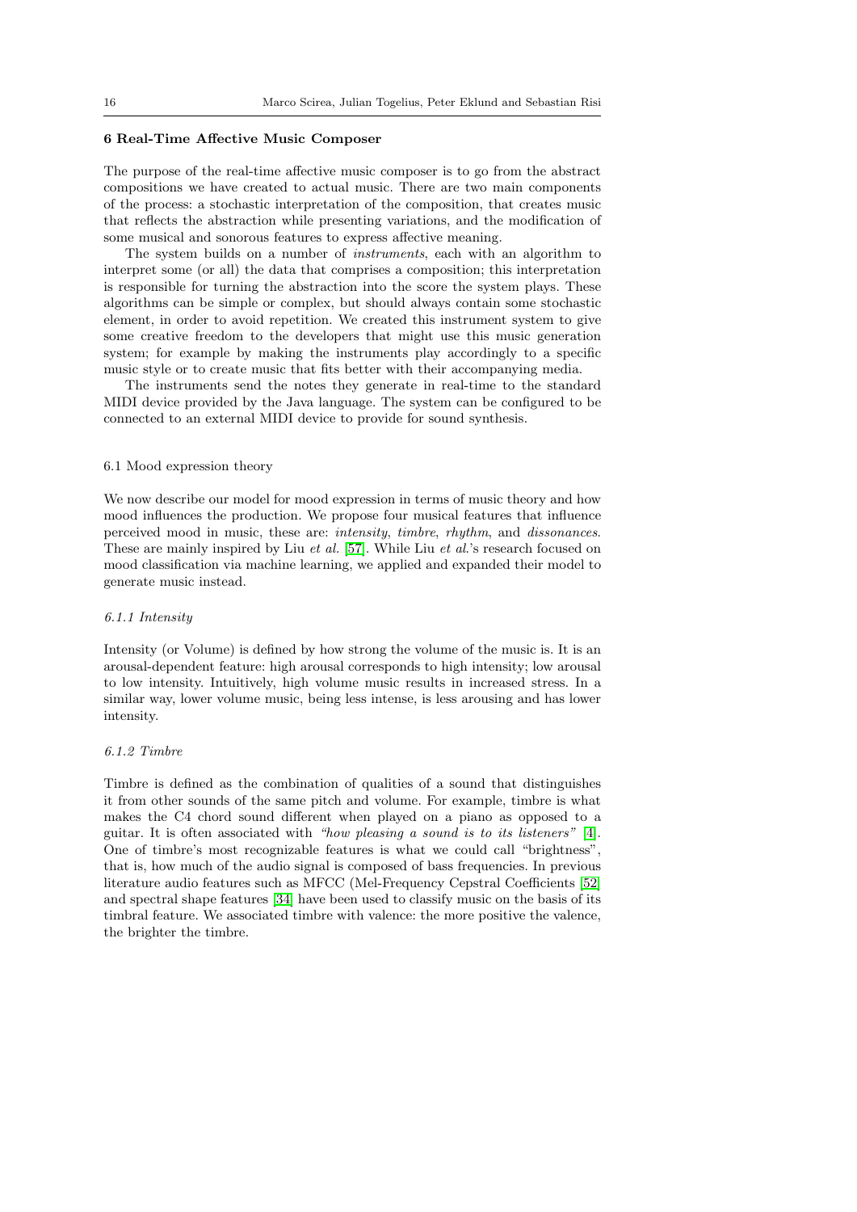## 6 Real-Time Affective Music Composer

The purpose of the real-time affective music composer is to go from the abstract compositions we have created to actual music. There are two main components of the process: a stochastic interpretation of the composition, that creates music that reflects the abstraction while presenting variations, and the modification of some musical and sonorous features to express affective meaning.

The system builds on a number of *instruments*, each with an algorithm to interpret some (or all) the data that comprises a composition; this interpretation is responsible for turning the abstraction into the score the system plays. These algorithms can be simple or complex, but should always contain some stochastic element, in order to avoid repetition. We created this instrument system to give some creative freedom to the developers that might use this music generation system; for example by making the instruments play accordingly to a specific music style or to create music that fits better with their accompanying media.

The instruments send the notes they generate in real-time to the standard MIDI device provided by the Java language. The system can be configured to be connected to an external MIDI device to provide for sound synthesis.

### 6.1 Mood expression theory

We now describe our model for mood expression in terms of music theory and how mood influences the production. We propose four musical features that influence perceived mood in music, these are: *intensity*, *timbre*, *rhythm*, and *dissonances*. These are mainly inspired by Liu *et al.* [57]. While Liu *et al.*'s research focused on mood classification via machine learning, we applied and expanded their model to generate music instead.

#### *6.1.1 Intensity*

Intensity (or Volume) is defined by how strong the volume of the music is. It is an arousal-dependent feature: high arousal corresponds to high intensity; low arousal to low intensity. Intuitively, high volume music results in increased stress. In a similar way, lower volume music, being less intense, is less arousing and has lower intensity.

#### *6.1.2 Timbre*

Timbre is defined as the combination of qualities of a sound that distinguishes it from other sounds of the same pitch and volume. For example, timbre is what makes the C4 chord sound different when played on a piano as opposed to a guitar. It is often associated with *"how pleasing a sound is to its listeners"* [4]. One of timbre's most recognizable features is what we could call "brightness", that is, how much of the audio signal is composed of bass frequencies. In previous literature audio features such as MFCC (Mel-Frequency Cepstral Coefficients [52] and spectral shape features [34] have been used to classify music on the basis of its timbral feature. We associated timbre with valence: the more positive the valence, the brighter the timbre.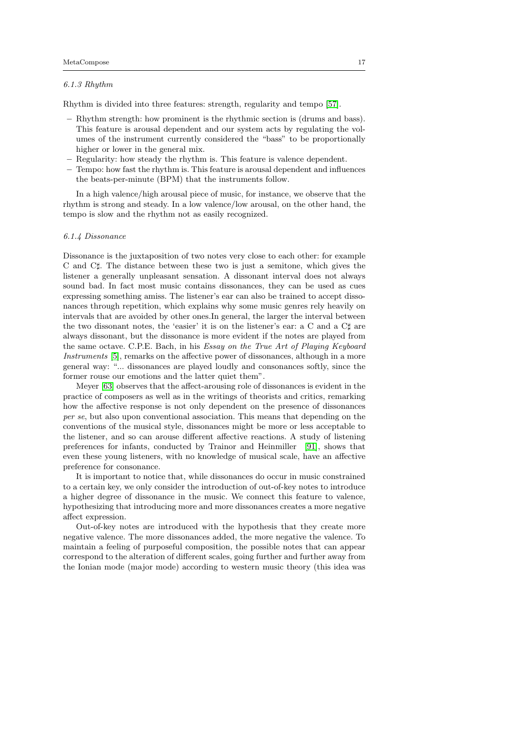#### 6.1.3 Rhythm

Rhythm is divided into three features: strength, regularity and tempo [57].

- Rhythm strength: how prominent is the rhythmic section is (drums and bass). This feature is arousal dependent and our system acts by regulating the volumes of the instrument currently considered the "bass" to be proportionally higher or lower in the general mix.
- Regularity: how steady the rhythm is. This feature is valence dependent.
- Tempo: how fast the rhythm is. This feature is arousal dependent and influences the beats-per-minute (BPM) that the instruments follow.

In a high valence/high arousal piece of music, for instance, we observe that the rhythm is strong and steady. In a low valence/low arousal, on the other hand, the tempo is slow and the rhythm not as easily recognized.

#### 6.1.4 Dissonance

Dissonance is the juxtaposition of two notes very close to each other: for example C and C♯. The distance between these two is just a semitone, which gives the listener a generally unpleasant sensation. A dissonant interval does not always sound bad. In fact most music contains dissonances, they can be used as cues expressing something amiss. The listener's ear can also be trained to accept dissonances through repetition, which explains why some music genres rely heavily on intervals that are avoided by other ones.In general, the larger the interval between the two dissonant notes, the 'easier' it is on the listener's ear: a C and a C♯ are always dissonant, but the dissonance is more evident if the notes are played from the same octave. C.P.E. Bach, in his *Essay on the True Art of Playing Keyboard Instruments* [5], remarks on the affective power of dissonances, although in a more general way: "... dissonances are played loudly and consonances softly, since the former rouse our emotions and the latter quiet them".

Meyer [63] observes that the affect-arousing role of dissonances is evident in the practice of composers as well as in the writings of theorists and critics, remarking how the affective response is not only dependent on the presence of dissonances *per se*, but also upon conventional association. This means that depending on the conventions of the musical style, dissonances might be more or less acceptable to the listener, and so can arouse different affective reactions. A study of listening preferences for infants, conducted by Trainor and Heinmiller [91], shows that even these young listeners, with no knowledge of musical scale, have an affective preference for consonance.

It is important to notice that, while dissonances do occur in music constrained to a certain key, we only consider the introduction of out-of-key notes to introduce a higher degree of dissonance in the music. We connect this feature to valence, hypothesizing that introducing more and more dissonances creates a more negative affect expression.

Out-of-key notes are introduced with the hypothesis that they create more negative valence. The more dissonances added, the more negative the valence. To maintain a feeling of purposeful composition, the possible notes that can appear correspond to the alteration of different scales, going further and further away from the Ionian mode (major mode) according to western music theory (this idea was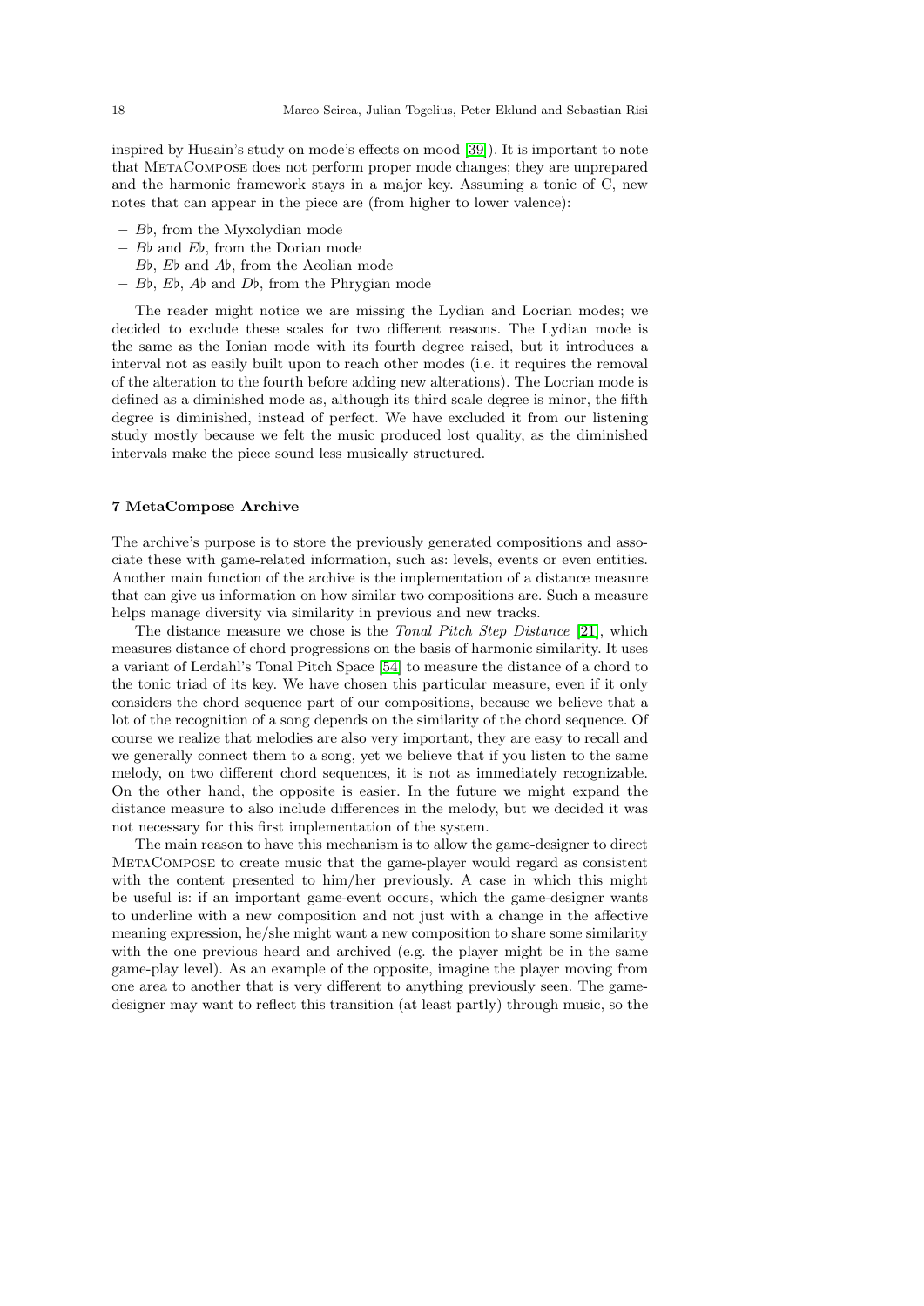inspired by Husain's study on mode's effects on mood [39]). It is important to note that MetaCompose does not perform proper mode changes; they are unprepared and the harmonic framework stays in a major key. Assuming a tonic of C, new notes that can appear in the piece are (from higher to lower valence):

- *B*♭, from the Myxolydian mode
- *B*♭ and *E*♭, from the Dorian mode
- *B*♭, *E*♭ and *A*♭, from the Aeolian mode
- *B*♭, *E*♭, *A*♭ and *D*♭, from the Phrygian mode

The reader might notice we are missing the Lydian and Locrian modes; we decided to exclude these scales for two different reasons. The Lydian mode is the same as the Ionian mode with its fourth degree raised, but it introduces a interval not as easily built upon to reach other modes (i.e. it requires the removal of the alteration to the fourth before adding new alterations). The Locrian mode is defined as a diminished mode as, although its third scale degree is minor, the fifth degree is diminished, instead of perfect. We have excluded it from our listening study mostly because we felt the music produced lost quality, as the diminished intervals make the piece sound less musically structured.

## 7 MetaCompose Archive

The archive's purpose is to store the previously generated compositions and associate these with game-related information, such as: levels, events or even entities. Another main function of the archive is the implementation of a distance measure that can give us information on how similar two compositions are. Such a measure helps manage diversity via similarity in previous and new tracks.

The distance measure we chose is the *Tonal Pitch Step Distance* [21], which measures distance of chord progressions on the basis of harmonic similarity. It uses a variant of Lerdahl's Tonal Pitch Space [54] to measure the distance of a chord to the tonic triad of its key. We have chosen this particular measure, even if it only considers the chord sequence part of our compositions, because we believe that a lot of the recognition of a song depends on the similarity of the chord sequence. Of course we realize that melodies are also very important, they are easy to recall and we generally connect them to a song, yet we believe that if you listen to the same melody, on two different chord sequences, it is not as immediately recognizable. On the other hand, the opposite is easier. In the future we might expand the distance measure to also include differences in the melody, but we decided it was not necessary for this first implementation of the system.

The main reason to have this mechanism is to allow the game-designer to direct MetaCompose to create music that the game-player would regard as consistent with the content presented to him/her previously. A case in which this might be useful is: if an important game-event occurs, which the game-designer wants to underline with a new composition and not just with a change in the affective meaning expression, he/she might want a new composition to share some similarity with the one previous heard and archived (e.g. the player might be in the same game-play level). As an example of the opposite, imagine the player moving from one area to another that is very different to anything previously seen. The game-designer may want to reflect this transition (at least partly) through music, so the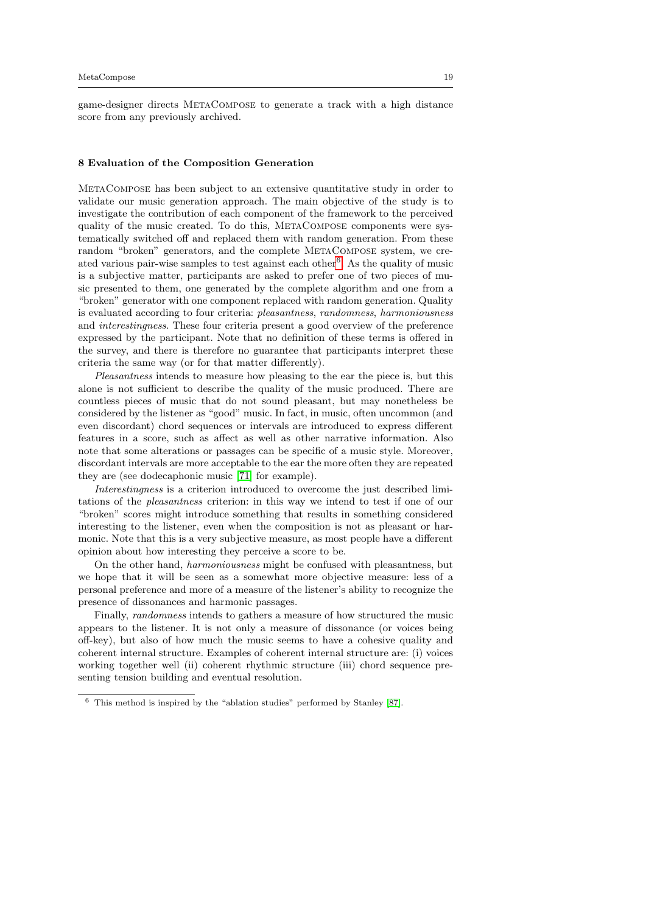game-designer directs MetaCompose to generate a track with a high distance score from any previously archived.

## 8 Evaluation of the Composition Generation

MetaCompose has been subject to an extensive quantitative study in order to validate our music generation approach. The main objective of the study is to investigate the contribution of each component of the framework to the perceived quality of the music created. To do this, MetaCompose components were systematically switched off and replaced them with random generation. From these random "broken" generators, and the complete MetaCompose system, we created various pair-wise samples to test against each other[6]. As the quality of music is a subjective matter, participants are asked to prefer one of two pieces of music presented to them, one generated by the complete algorithm and one from a "broken" generator with one component replaced with random generation. Quality is evaluated according to four criteria: *pleasantness*, *randomness*, *harmoniousness* and *interestingness*. These four criteria present a good overview of the preference expressed by the participant. Note that no definition of these terms is offered in the survey, and there is therefore no guarantee that participants interpret these criteria the same way (or for that matter differently).

*Pleasantness* intends to measure how pleasing to the ear the piece is, but this alone is not sufficient to describe the quality of the music produced. There are countless pieces of music that do not sound pleasant, but may nonetheless be considered by the listener as "good" music. In fact, in music, often uncommon (and even discordant) chord sequences or intervals are introduced to express different features in a score, such as affect as well as other narrative information. Also note that some alterations or passages can be specific of a music style. Moreover, discordant intervals are more acceptable to the ear the more often they are repeated they are (see dodecaphonic music [71] for example).

*Interestingness* is a criterion introduced to overcome the just described limitations of the *pleasantness* criterion: in this way we intend to test if one of our "broken" scores might introduce something that results in something considered interesting to the listener, even when the composition is not as pleasant or harmonic. Note that this is a very subjective measure, as most people have a different opinion about how interesting they perceive a score to be.

On the other hand, *harmoniousness* might be confused with pleasantness, but we hope that it will be seen as a somewhat more objective measure: less of a personal preference and more of a measure of the listener's ability to recognize the presence of dissonances and harmonic passages.

Finally, *randomness* intends to gathers a measure of how structured the music appears to the listener. It is not only a measure of dissonance (or voices being off-key), but also of how much the music seems to have a cohesive quality and coherent internal structure. Examples of coherent internal structure are: (i) voices working together well (ii) coherent rhythmic structure (iii) chord sequence presenting tension building and eventual resolution.

[6] This method is inspired by the "ablation studies" performed by Stanley [87].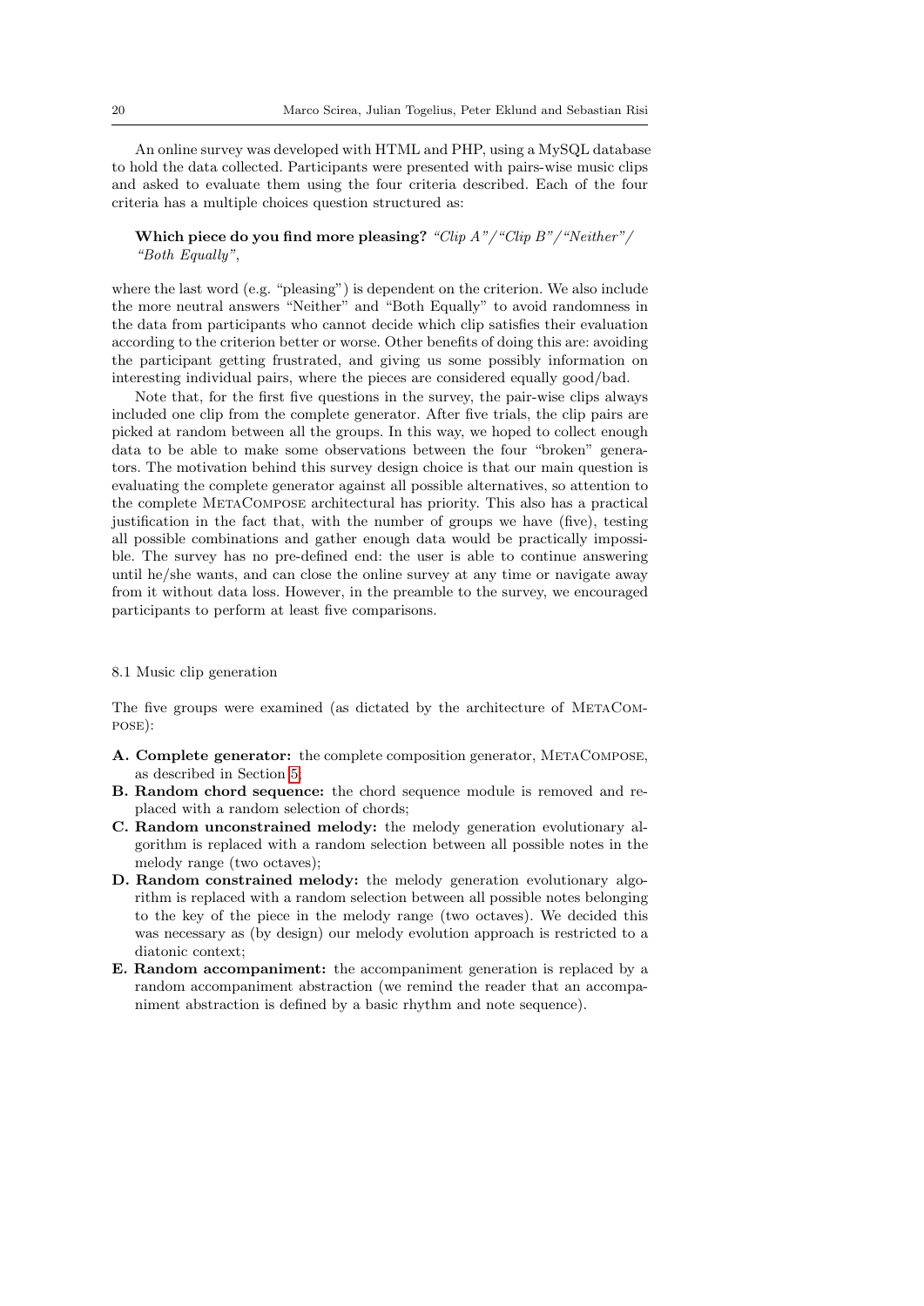An online survey was developed with HTML and PHP, using a MySQL database to hold the data collected. Participants were presented with pairs-wise music clips and asked to evaluate them using the four criteria described. Each of the four criteria has a multiple choices question structured as:

> **Which piece do you find more pleasing?** *"Clip A"/"Clip B"/"Neither"/ "Both Equally"*,

where the last word (e.g. "pleasing") is dependent on the criterion. We also include the more neutral answers "Neither" and "Both Equally" to avoid randomness in the data from participants who cannot decide which clip satisfies their evaluation according to the criterion better or worse. Other benefits of doing this are: avoiding the participant getting frustrated, and giving us some possibly information on interesting individual pairs, where the pieces are considered equally good/bad.

Note that, for the first five questions in the survey, the pair-wise clips always included one clip from the complete generator. After five trials, the clip pairs are picked at random between all the groups. In this way, we hoped to collect enough data to be able to make some observations between the four "broken" generators. The motivation behind this survey design choice is that our main question is evaluating the complete generator against all possible alternatives, so attention to the complete MetaCompose architectural has priority. This also has a practical justification in the fact that, with the number of groups we have (five), testing all possible combinations and gather enough data would be practically impossible. The survey has no pre-defined end: the user is able to continue answering until he/she wants, and can close the online survey at any time or navigate away from it without data loss. However, in the preamble to the survey, we encouraged participants to perform at least five comparisons.

### 8.1 Music clip generation

The five groups were examined (as dictated by the architecture of MetaCompose):

- **A. Complete generator:** the complete composition generator, MetaCompose, as described in Section 5;
- **B. Random chord sequence:** the chord sequence module is removed and replaced with a random selection of chords;
- **C. Random unconstrained melody:** the melody generation evolutionary algorithm is replaced with a random selection between all possible notes in the melody range (two octaves);
- **D. Random constrained melody:** the melody generation evolutionary algorithm is replaced with a random selection between all possible notes belonging to the key of the piece in the melody range (two octaves). We decided this was necessary as (by design) our melody evolution approach is restricted to a diatonic context;
- **E. Random accompaniment:** the accompaniment generation is replaced by a random accompaniment abstraction (we remind the reader that an accompaniment abstraction is defined by a basic rhythm and note sequence).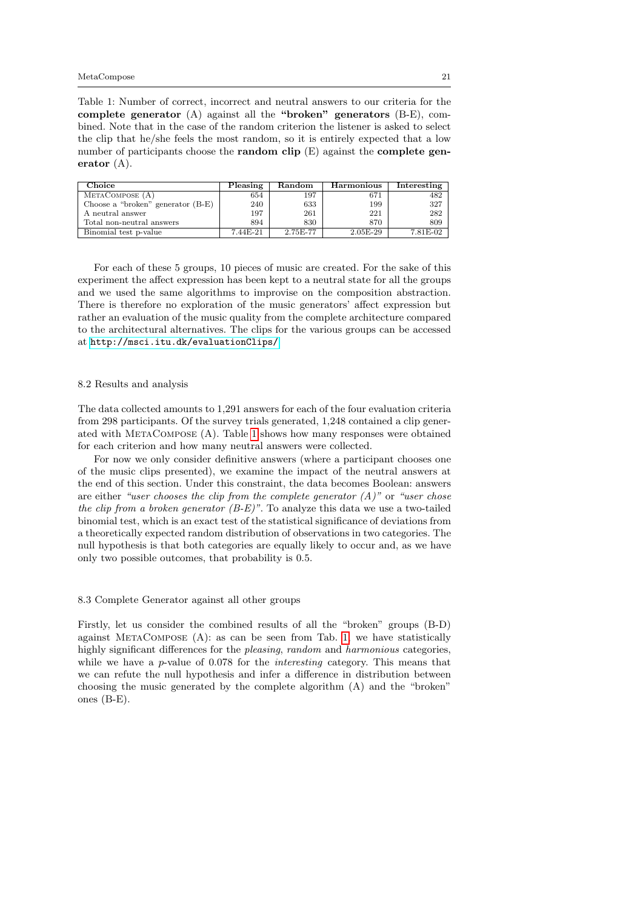Table 1: Number of correct, incorrect and neutral answers to our criteria for the **complete generator** (A) against all the **"broken" generators** (B-E), combined. Note that in the case of the random criterion the listener is asked to select the clip that he/she feels the most random, so it is entirely expected that a low number of participants choose the **random clip** (E) against the **complete generator** (A).

| Choice | Pleasing | Random | Harmonious | Interesting |
|---|---|---|---|---|
| MetaCompose (A) | 654 | 197 | 671 | 482 |
| Choose a "broken" generator (B-E) | 240 | 633 | 199 | 327 |
| A neutral answer | 197 | 261 | 221 | 282 |
| Total non-neutral answers | 894 | 830 | 870 | 809 |
| Binomial test p-value | 7.44E-21 | 2.75E-77 | 2.05E-29 | 7.81E-02 |

For each of these 5 groups, 10 pieces of music are created. For the sake of this experiment the affect expression has been kept to a neutral state for all the groups and we used the same algorithms to improvise on the composition abstraction. There is therefore no exploration of the music generators' affect expression but rather an evaluation of the music quality from the complete architecture compared to the architectural alternatives. The clips for the various groups can be accessed at http://msci.itu.dk/evaluationClips/

### 8.2 Results and analysis

The data collected amounts to 1,291 answers for each of the four evaluation criteria from 298 participants. Of the survey trials generated, 1,248 contained a clip generated with MetaCompose (A). Table 1 shows how many responses were obtained for each criterion and how many neutral answers were collected.

For now we only consider definitive answers (where a participant chooses one of the music clips presented), we examine the impact of the neutral answers at the end of this section. Under this constraint, the data becomes Boolean: answers are either *"user chooses the clip from the complete generator (A)"* or *"user chose the clip from a broken generator (B-E)"*. To analyze this data we use a two-tailed binomial test, which is an exact test of the statistical significance of deviations from a theoretically expected random distribution of observations in two categories. The null hypothesis is that both categories are equally likely to occur and, as we have only two possible outcomes, that probability is 0.5.

### 8.3 Complete Generator against all other groups

Firstly, let us consider the combined results of all the "broken" groups (B-D) against MetaCompose (A): as can be seen from Tab. 1, we have statistically highly significant differences for the *pleasing*, *random* and *harmonious* categories, while we have a $p$-value of 0.078 for the *interesting* category. This means that we can refute the null hypothesis and infer a difference in distribution between choosing the music generated by the complete algorithm (A) and the "broken" ones (B-E).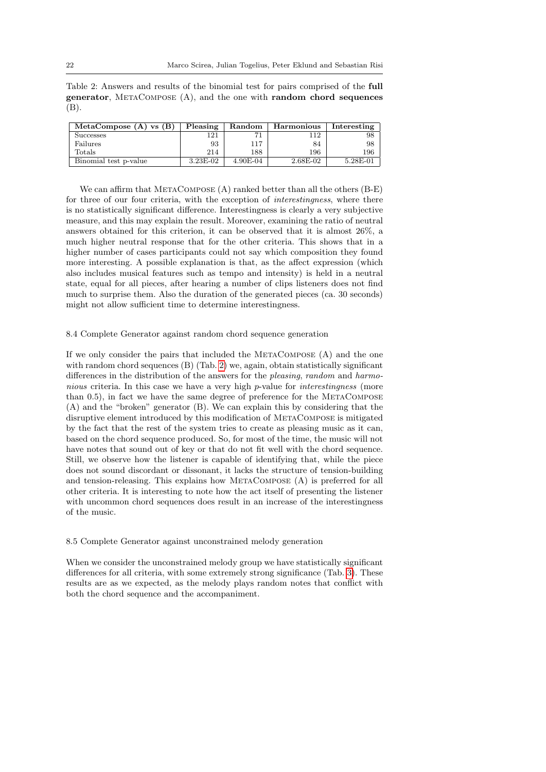Table 2: Answers and results of the binomial test for pairs comprised of the **full generator**, MetaCompose (A), and the one with **random chord sequences** (B).

| MetaCompose (A) vs (B) | Pleasing | Random | Harmonious | Interesting |
|---|---|---|---|---|
| Successes | 121 | 71 | 112 | 98 |
| Failures | 93 | 117 | 84 | 98 |
| Totals | 214 | 188 | 196 | 196 |
| Binomial test p-value | 3.23E-02 | 4.90E-04 | 2.68E-02 | 5.28E-01 |

We can affirm that MetaCompose (A) ranked better than all the others (B-E) for three of our four criteria, with the exception of *interestingness*, where there is no statistically significant difference. Interestingness is clearly a very subjective measure, and this may explain the result. Moreover, examining the ratio of neutral answers obtained for this criterion, it can be observed that it is almost 26%, a much higher neutral response that for the other criteria. This shows that in a higher number of cases participants could not say which composition they found more interesting. A possible explanation is that, as the affect expression (which also includes musical features such as tempo and intensity) is held in a neutral state, equal for all pieces, after hearing a number of clips listeners does not find much to surprise them. Also the duration of the generated pieces (ca. 30 seconds) might not allow sufficient time to determine interestingness.

### 8.4 Complete Generator against random chord sequence generation

If we only consider the pairs that included the MetaCompose (A) and the one with random chord sequences (B) (Tab. 2) we, again, obtain statistically significant differences in the distribution of the answers for the *pleasing*, *random* and *harmonious* criteria. In this case we have a very high $p$-value for *interestingness* (more than 0.5), in fact we have the same degree of preference for the MetaCompose (A) and the "broken" generator (B). We can explain this by considering that the disruptive element introduced by this modification of MetaCompose is mitigated by the fact that the rest of the system tries to create as pleasing music as it can, based on the chord sequence produced. So, for most of the time, the music will not have notes that sound out of key or that do not fit well with the chord sequence. Still, we observe how the listener is capable of identifying that, while the piece does not sound discordant or dissonant, it lacks the structure of tension-building and tension-releasing. This explains how MetaCompose (A) is preferred for all other criteria. It is interesting to note how the act itself of presenting the listener with uncommon chord sequences does result in an increase of the interestingness of the music.

### 8.5 Complete Generator against unconstrained melody generation

When we consider the unconstrained melody group we have statistically significant differences for all criteria, with some extremely strong significance (Tab. 3). These results are as we expected, as the melody plays random notes that conflict with both the chord sequence and the accompaniment.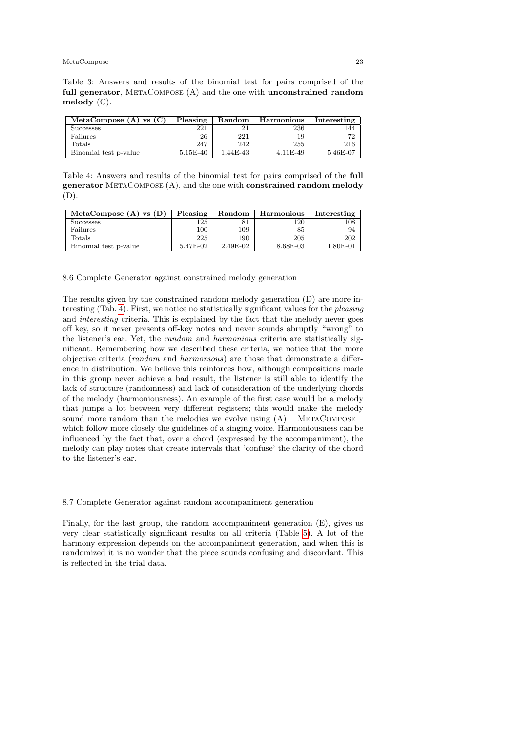Table 3: Answers and results of the binomial test for pairs comprised of the **full generator**, MetaCompose (A) and the one with **unconstrained random melody** (C).

| MetaCompose (A) vs (C) | Pleasing | Random | Harmonious | Interesting |
|---|---|---|---|---|
| Successes | 221 | 21 | 236 | 144 |
| Failures | 26 | 221 | 19 | 72 |
| Totals | 247 | 242 | 255 | 216 |
| Binomial test p-value | 5.15E-40 | 1.44E-43 | 4.11E-49 | 5.46E-07 |

Table 4: Answers and results of the binomial test for pairs comprised of the **full generator** MetaCompose (A), and the one with **constrained random melody** (D).

| MetaCompose (A) vs (D) | Pleasing | Random | Harmonious | Interesting |
|---|---|---|---|---|
| Successes | 125 | 81 | 120 | 108 |
| Failures | 100 | 109 | 85 | 94 |
| Totals | 225 | 190 | 205 | 202 |
| Binomial test p-value | 5.47E-02 | 2.49E-02 | 8.68E-03 | 1.80E-01 |

### 8.6 Complete Generator against constrained melody generation

The results given by the constrained random melody generation (D) are more interesting (Tab. 4). First, we notice no statistically significant values for the *pleasing* and *interesting* criteria. This is explained by the fact that the melody never goes off key, so it never presents off-key notes and never sounds abruptly "wrong" to the listener's ear. Yet, the *random* and *harmonious* criteria are statistically significant. Remembering how we described these criteria, we notice that the more objective criteria (*random* and *harmonious*) are those that demonstrate a difference in distribution. We believe this reinforces how, although compositions made in this group never achieve a bad result, the listener is still able to identify the lack of structure (randomness) and lack of consideration of the underlying chords of the melody (harmoniousness). An example of the first case would be a melody that jumps a lot between very different registers; this would make the melody sound more random than the melodies we evolve using (A) – MetaCompose – which follow more closely the guidelines of a singing voice. Harmoniousness can be influenced by the fact that, over a chord (expressed by the accompaniment), the melody can play notes that create intervals that 'confuse' the clarity of the chord to the listener's ear.

### 8.7 Complete Generator against random accompaniment generation

Finally, for the last group, the random accompaniment generation (E), gives us very clear statistically significant results on all criteria (Table 5). A lot of the harmony expression depends on the accompaniment generation, and when this is randomized it is no wonder that the piece sounds confusing and discordant. This is reflected in the trial data.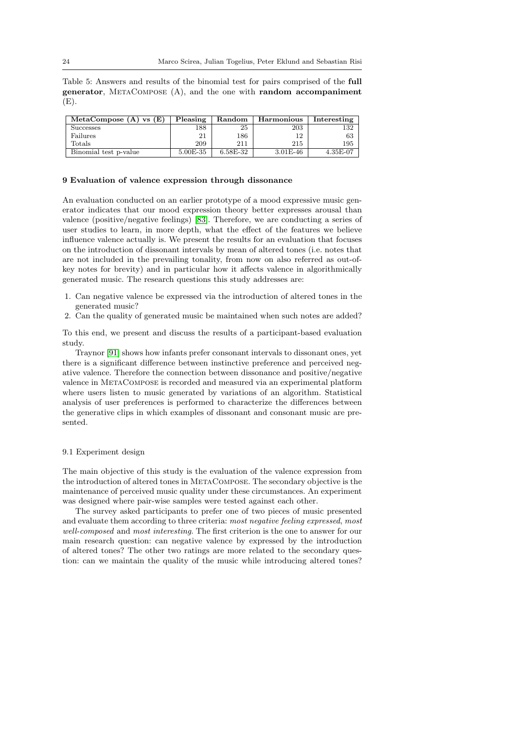Table 5: Answers and results of the binomial test for pairs comprised of the **full generator**, MetaCompose (A), and the one with **random accompaniment** (E).

| MetaCompose (A) vs (E) | Pleasing | Random | Harmonious | Interesting |
|---|---|---|---|---|
| Successes | 188 | 25 | 203 | 132 |
| Failures | 21 | 186 | 12 | 63 |
| Totals | 209 | 211 | 215 | 195 |
| Binomial test p-value | 5.00E-35 | 6.58E-32 | 3.01E-46 | 4.35E-07 |

## 9 Evaluation of valence expression through dissonance

An evaluation conducted on an earlier prototype of a mood expressive music generator indicates that our mood expression theory better expresses arousal than valence (positive/negative feelings) [83]. Therefore, we are conducting a series of user studies to learn, in more depth, what the effect of the features we believe influence valence actually is. We present the results for an evaluation that focuses on the introduction of dissonant intervals by mean of altered tones (i.e. notes that are not included in the prevailing tonality, from now on also referred as out-of-key notes for brevity) and in particular how it affects valence in algorithmically generated music. The research questions this study addresses are:

1. Can negative valence be expressed via the introduction of altered tones in the generated music?
2. Can the quality of generated music be maintained when such notes are added?

To this end, we present and discuss the results of a participant-based evaluation study.

Traynor [91] shows how infants prefer consonant intervals to dissonant ones, yet there is a significant difference between instinctive preference and perceived negative valence. Therefore the connection between dissonance and positive/negative valence in MetaCompose is recorded and measured via an experimental platform where users listen to music generated by variations of an algorithm. Statistical analysis of user preferences is performed to characterize the differences between the generative clips in which examples of dissonant and consonant music are presented.

### 9.1 Experiment design

The main objective of this study is the evaluation of the valence expression from the introduction of altered tones in MetaCompose. The secondary objective is the maintenance of perceived music quality under these circumstances. An experiment was designed where pair-wise samples were tested against each other.

The survey asked participants to prefer one of two pieces of music presented and evaluate them according to three criteria: *most negative feeling expressed*, *most well-composed* and *most interesting*. The first criterion is the one to answer for our main research question: can negative valence by expressed by the introduction of altered tones? The other two ratings are more related to the secondary question: can we maintain the quality of the music while introducing altered tones?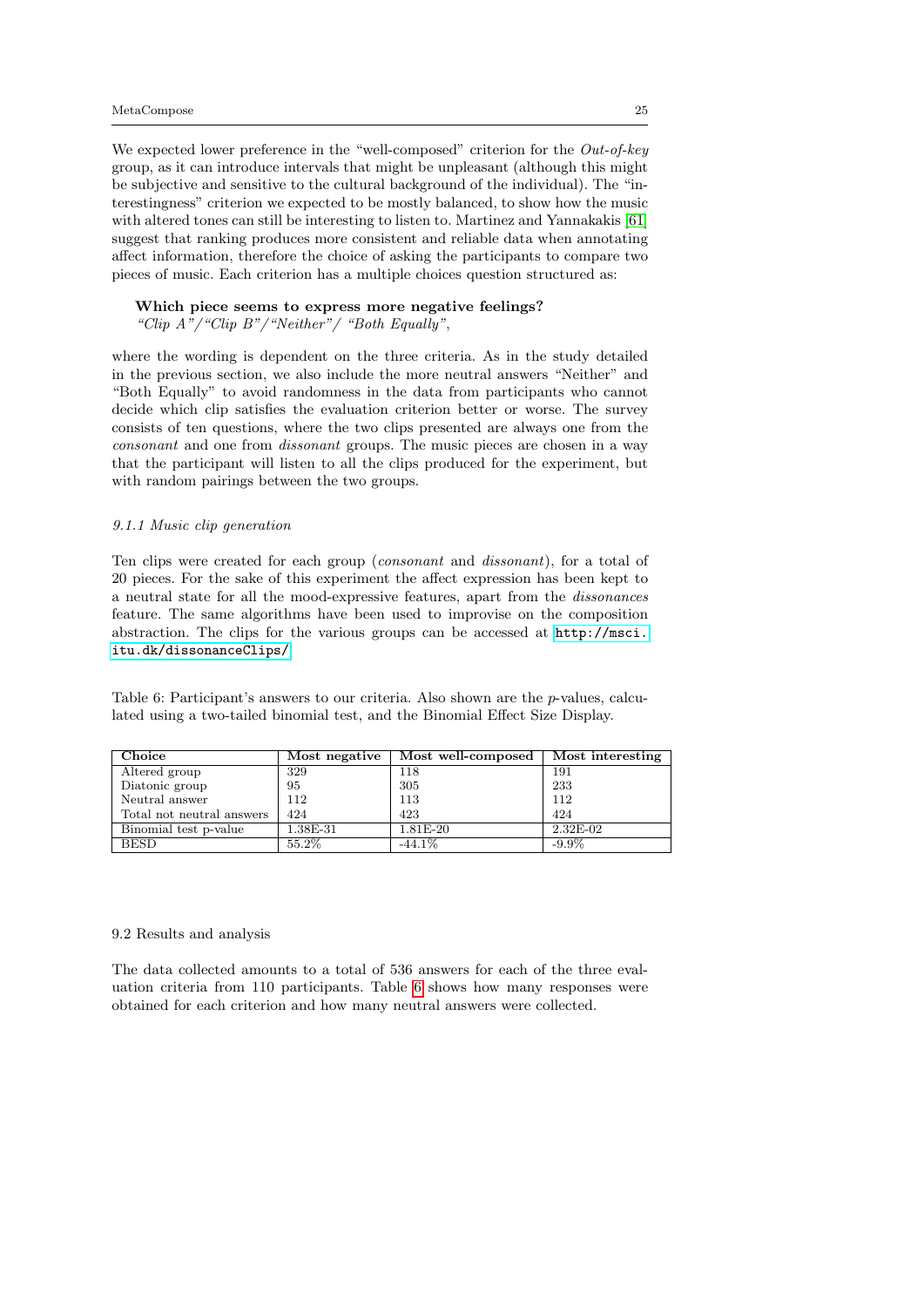We expected lower preference in the "well-composed" criterion for the *Out-of-key* group, as it can introduce intervals that might be unpleasant (although this might be subjective and sensitive to the cultural background of the individual). The "interestingness" criterion we expected to be mostly balanced, to show how the music with altered tones can still be interesting to listen to. Martinez and Yannakakis [61] suggest that ranking produces more consistent and reliable data when annotating affect information, therefore the choice of asking the participants to compare two pieces of music. Each criterion has a multiple choices question structured as:

> **Which piece seems to express more negative feelings?**
> *"Clip A"/"Clip B"/"Neither"/ "Both Equally"*,

where the wording is dependent on the three criteria. As in the study detailed in the previous section, we also include the more neutral answers "Neither" and "Both Equally" to avoid randomness in the data from participants who cannot decide which clip satisfies the evaluation criterion better or worse. The survey consists of ten questions, where the two clips presented are always one from the *consonant* and one from *dissonant* groups. The music pieces are chosen in a way that the participant will listen to all the clips produced for the experiment, but with random pairings between the two groups.

### 9.1.1 Music clip generation

Ten clips were created for each group (*consonant* and *dissonant*), for a total of 20 pieces. For the sake of this experiment the affect expression has been kept to a neutral state for all the mood-expressive features, apart from the *dissonances* feature. The same algorithms have been used to improvise on the composition abstraction. The clips for the various groups can be accessed at http://msci.itu.dk/dissonanceClips/

Table 6: Participant's answers to our criteria. Also shown are the *p*-values, calculated using a two-tailed binomial test, and the Binomial Effect Size Display.

| Choice | Most negative | Most well-composed | Most interesting |
|---|---|---|---|
| Altered group | 329 | 118 | 191 |
| Diatonic group | 95 | 305 | 233 |
| Neutral answer | 112 | 113 | 112 |
| Total not neutral answers | 424 | 423 | 424 |
| Binomial test p-value | 1.38E-31 | 1.81E-20 | 2.32E-02 |
| BESD | 55.2% | -44.1% | -9.9% |

## 9.2 Results and analysis

The data collected amounts to a total of 536 answers for each of the three evaluation criteria from 110 participants. Table 6 shows how many responses were obtained for each criterion and how many neutral answers were collected.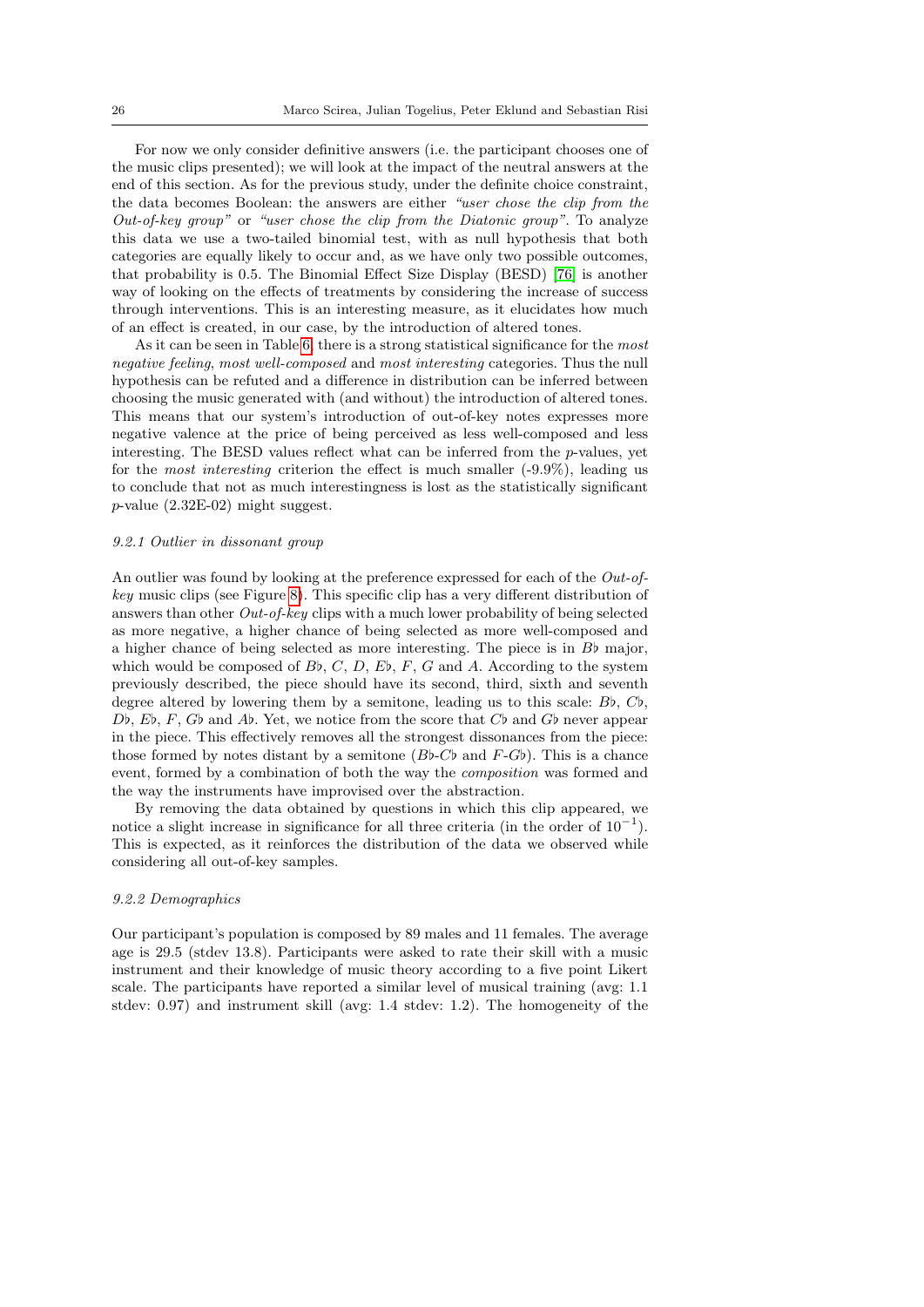For now we only consider definitive answers (i.e. the participant chooses one of the music clips presented); we will look at the impact of the neutral answers at the end of this section. As for the previous study, under the definite choice constraint, the data becomes Boolean: the answers are either *"user chose the clip from the Out-of-key group"* or *"user chose the clip from the Diatonic group"*. To analyze this data we use a two-tailed binomial test, with as null hypothesis that both categories are equally likely to occur and, as we have only two possible outcomes, that probability is 0.5. The Binomial Effect Size Display (BESD) [76] is another way of looking on the effects of treatments by considering the increase of success through interventions. This is an interesting measure, as it elucidates how much of an effect is created, in our case, by the introduction of altered tones.

As it can be seen in Table 6, there is a strong statistical significance for the *most negative feeling*, *most well-composed* and *most interesting* categories. Thus the null hypothesis can be refuted and a difference in distribution can be inferred between choosing the music generated with (and without) the introduction of altered tones. This means that our system's introduction of out-of-key notes expresses more negative valence at the price of being perceived as less well-composed and less interesting. The BESD values reflect what can be inferred from the $p$-values, yet for the *most interesting* criterion the effect is much smaller (-9.9%), leading us to conclude that not as much interestingness is lost as the statistically significant $p$-value (2.32E-02) might suggest.

#### 9.2.1 Outlier in dissonant group

An outlier was found by looking at the preference expressed for each of the *Out-of-key* music clips (see Figure 8). This specific clip has a very different distribution of answers than other *Out-of-key* clips with a much lower probability of being selected as more negative, a higher chance of being selected as more well-composed and a higher chance of being selected as more interesting. The piece is in $B\flat$ major, which would be composed of $B\flat$, $C$, $D$, $E\flat$, $F$, $G$ and $A$. According to the system previously described, the piece should have its second, third, sixth and seventh degree altered by lowering them by a semitone, leading us to this scale: $B\flat$, $C\flat$, $D\flat$, $E\flat$, $F$, $G\flat$ and $A\flat$. Yet, we notice from the score that $C\flat$ and $G\flat$ never appear in the piece. This effectively removes all the strongest dissonances from the piece: those formed by notes distant by a semitone ($B\flat$-$C\flat$ and $F$-$G\flat$). This is a chance event, formed by a combination of both the way the *composition* was formed and the way the instruments have improvised over the abstraction.

By removing the data obtained by questions in which this clip appeared, we notice a slight increase in significance for all three criteria (in the order of $10^{-1}$). This is expected, as it reinforces the distribution of the data we observed while considering all out-of-key samples.

#### 9.2.2 Demographics

Our participant's population is composed by 89 males and 11 females. The average age is 29.5 (stdev 13.8). Participants were asked to rate their skill with a music instrument and their knowledge of music theory according to a five point Likert scale. The participants have reported a similar level of musical training (avg: 1.1 stdev: 0.97) and instrument skill (avg: 1.4 stdev: 1.2). The homogeneity of the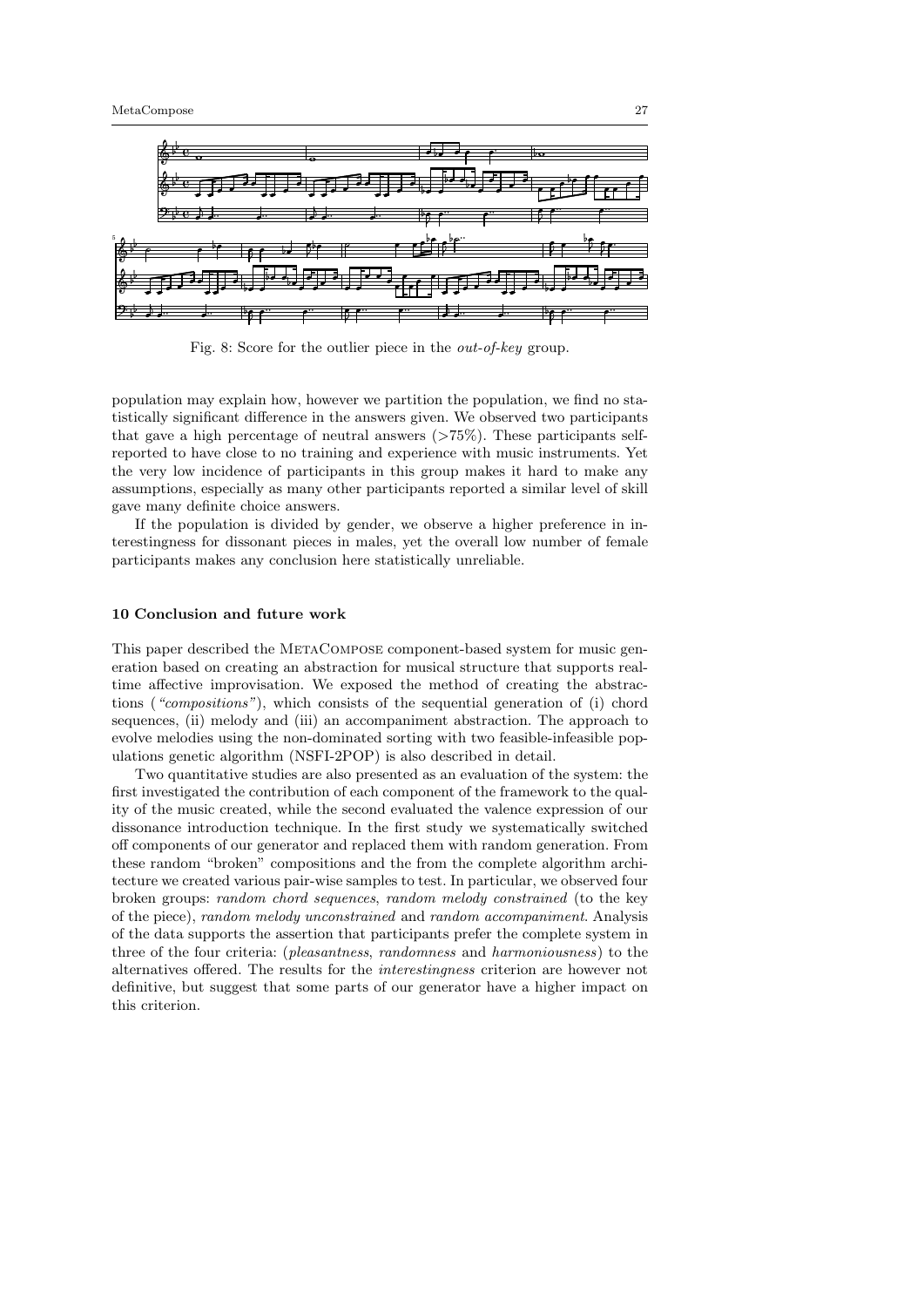Fig. 8: Score for the outlier piece in the *out-of-key* group.

population may explain how, however we partition the population, we find no statistically significant difference in the answers given. We observed two participants that gave a high percentage of neutral answers (>75%). These participants self-reported to have close to no training and experience with music instruments. Yet the very low incidence of participants in this group makes it hard to make any assumptions, especially as many other participants reported a similar level of skill gave many definite choice answers.

If the population is divided by gender, we observe a higher preference in interestingness for dissonant pieces in males, yet the overall low number of female participants makes any conclusion here statistically unreliable.

## 10 Conclusion and future work

This paper described the MetaCompose component-based system for music generation based on creating an abstraction for musical structure that supports real-time affective improvisation. We exposed the method of creating the abstractions (*"compositions"*), which consists of the sequential generation of (i) chord sequences, (ii) melody and (iii) an accompaniment abstraction. The approach to evolve melodies using the non-dominated sorting with two feasible-infeasible populations genetic algorithm (NSFI-2POP) is also described in detail.

Two quantitative studies are also presented as an evaluation of the system: the first investigated the contribution of each component of the framework to the quality of the music created, while the second evaluated the valence expression of our dissonance introduction technique. In the first study we systematically switched off components of our generator and replaced them with random generation. From these random "broken" compositions and the from the complete algorithm architecture we created various pair-wise samples to test. In particular, we observed four broken groups: *random chord sequences*, *random melody constrained* (to the key of the piece), *random melody unconstrained* and *random accompaniment*. Analysis of the data supports the assertion that participants prefer the complete system in three of the four criteria: (*pleasantness*, *randomness* and *harmoniousness*) to the alternatives offered. The results for the *interestingness* criterion are however not definitive, but suggest that some parts of our generator have a higher impact on this criterion.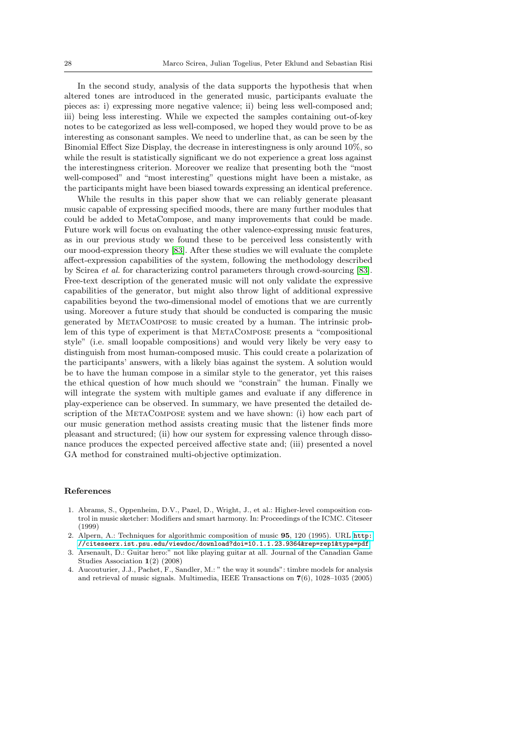In the second study, analysis of the data supports the hypothesis that when altered tones are introduced in the generated music, participants evaluate the pieces as: i) expressing more negative valence; ii) being less well-composed and; iii) being less interesting. While we expected the samples containing out-of-key notes to be categorized as less well-composed, we hoped they would prove to be as interesting as consonant samples. We need to underline that, as can be seen by the Binomial Effect Size Display, the decrease in interestingness is only around 10%, so while the result is statistically significant we do not experience a great loss against the interestingness criterion. Moreover we realize that presenting both the "most well-composed" and "most interesting" questions might have been a mistake, as the participants might have been biased towards expressing an identical preference.

While the results in this paper show that we can reliably generate pleasant music capable of expressing specified moods, there are many further modules that could be added to MetaCompose, and many improvements that could be made. Future work will focus on evaluating the other valence-expressing music features, as in our previous study we found these to be perceived less consistently with our mood-expression theory [83]. After these studies we will evaluate the complete affect-expression capabilities of the system, following the methodology described by Scirea *et al.* for characterizing control parameters through crowd-sourcing [83]. Free-text description of the generated music will not only validate the expressive capabilities of the generator, but might also throw light of additional expressive capabilities beyond the two-dimensional model of emotions that we are currently using. Moreover a future study that should be conducted is comparing the music generated by MetaCompose to music created by a human. The intrinsic problem of this type of experiment is that MetaCompose presents a "compositional style" (i.e. small loopable compositions) and would very likely be very easy to distinguish from most human-composed music. This could create a polarization of the participants' answers, with a likely bias against the system. A solution would be to have the human compose in a similar style to the generator, yet this raises the ethical question of how much should we "constrain" the human. Finally we will integrate the system with multiple games and evaluate if any difference in play-experience can be observed. In summary, we have presented the detailed description of the MetaCompose system and we have shown: (i) how each part of our music generation method assists creating music that the listener finds more pleasant and structured; (ii) how our system for expressing valence through dissonance produces the expected perceived affective state and; (iii) presented a novel GA method for constrained multi-objective optimization.

## References

1. Abrams, S., Oppenheim, D.V., Pazel, D., Wright, J., et al.: Higher-level composition control in music sketcher: Modifiers and smart harmony. In: Proceedings of the ICMC. Citeseer (1999)
2. Alpern, A.: Techniques for algorithmic composition of music **95**, 120 (1995). URL http://citeseerx.ist.psu.edu/viewdoc/download?doi=10.1.1.23.9364&rep=rep1&type=pdf
3. Arsenault, D.: Guitar hero:" not like playing guitar at all. Journal of the Canadian Game Studies Association **1**(2) (2008)
4. Aucouturier, J.J., Pachet, F., Sandler, M.: " the way it sounds": timbre models for analysis and retrieval of music signals. Multimedia, IEEE Transactions on **7**(6), 1028–1035 (2005)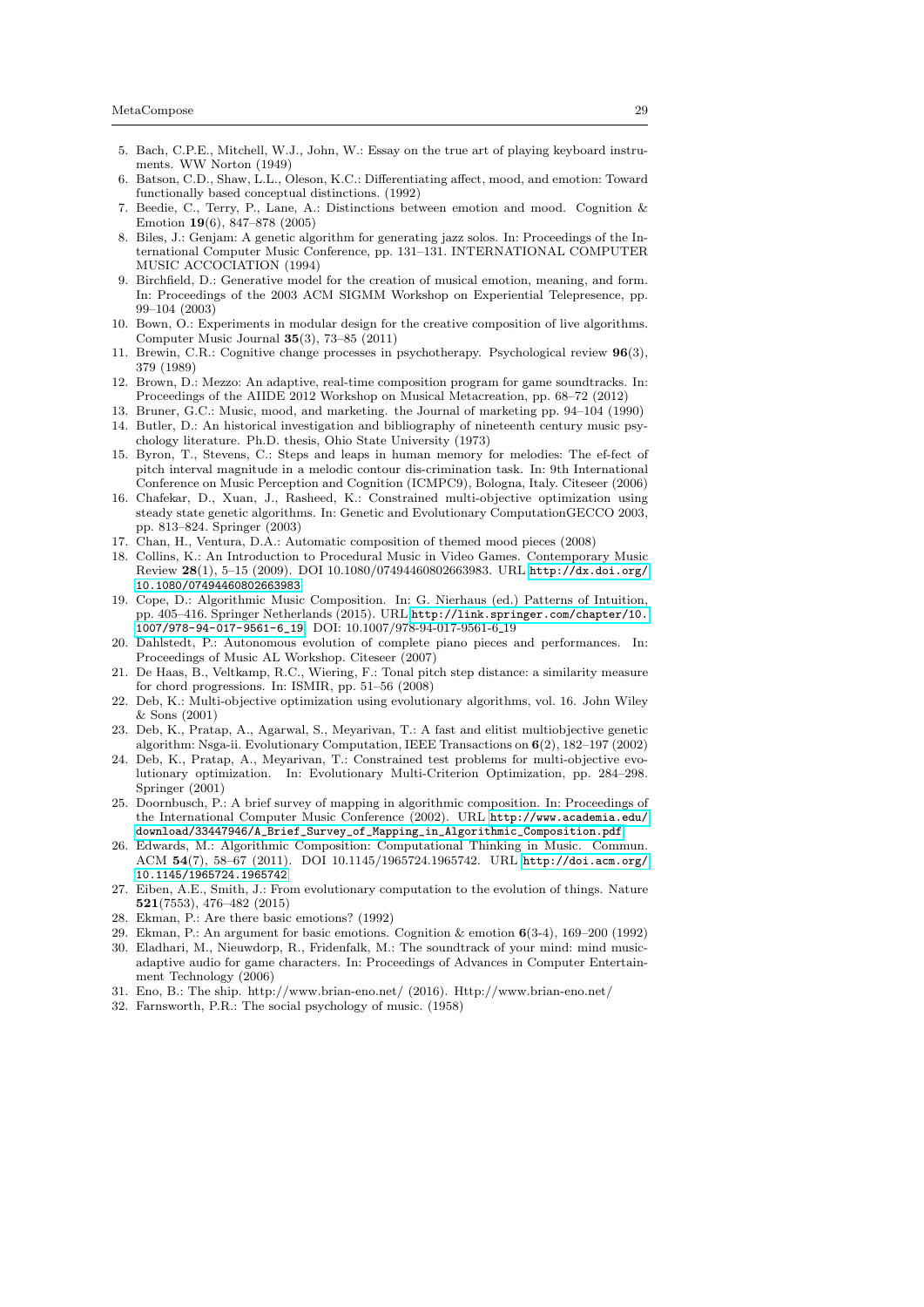5. Bach, C.P.E., Mitchell, W.J., John, W.: Essay on the true art of playing keyboard instruments. WW Norton (1949)
6. Batson, C.D., Shaw, L.L., Oleson, K.C.: Differentiating affect, mood, and emotion: Toward functionally based conceptual distinctions. (1992)
7. Beedie, C., Terry, P., Lane, A.: Distinctions between emotion and mood. Cognition & Emotion **19**(6), 847–878 (2005)
8. Biles, J.: Genjam: A genetic algorithm for generating jazz solos. In: Proceedings of the International Computer Music Conference, pp. 131–131. INTERNATIONAL COMPUTER MUSIC ACCOCIATION (1994)
9. Birchfield, D.: Generative model for the creation of musical emotion, meaning, and form. In: Proceedings of the 2003 ACM SIGMM Workshop on Experiential Telepresence, pp. 99–104 (2003)
10. Bown, O.: Experiments in modular design for the creative composition of live algorithms. Computer Music Journal **35**(3), 73–85 (2011)
11. Brewin, C.R.: Cognitive change processes in psychotherapy. Psychological review **96**(3), 379 (1989)
12. Brown, D.: Mezzo: An adaptive, real-time composition program for game soundtracks. In: Proceedings of the AIIDE 2012 Workshop on Musical Metacreation, pp. 68–72 (2012)
13. Bruner, G.C.: Music, mood, and marketing. the Journal of marketing pp. 94–104 (1990)
14. Butler, D.: An historical investigation and bibliography of nineteenth century music psychology literature. Ph.D. thesis, Ohio State University (1973)
15. Byron, T., Stevens, C.: Steps and leaps in human memory for melodies: The ef-fect of pitch interval magnitude in a melodic contour dis-crimination task. In: 9th International Conference on Music Perception and Cognition (ICMPC9), Bologna, Italy. Citeseer (2006)
16. Chafekar, D., Xuan, J., Rasheed, K.: Constrained multi-objective optimization using steady state genetic algorithms. In: Genetic and Evolutionary ComputationGECCO 2003, pp. 813–824. Springer (2003)
17. Chan, H., Ventura, D.A.: Automatic composition of themed mood pieces (2008)
18. Collins, K.: An Introduction to Procedural Music in Video Games. Contemporary Music Review **28**(1), 5–15 (2009). DOI 10.1080/07494460802663983. URL http://dx.doi.org/10.1080/07494460802663983
19. Cope, D.: Algorithmic Music Composition. In: G. Nierhaus (ed.) Patterns of Intuition, pp. 405–416. Springer Netherlands (2015). URL http://link.springer.com/chapter/10.1007/978-94-017-9561-6_19. DOI: 10.1007/978-94-017-9561-6_19
20. Dahlstedt, P.: Autonomous evolution of complete piano pieces and performances. In: Proceedings of Music AL Workshop. Citeseer (2007)
21. De Haas, B., Veltkamp, R.C., Wiering, F.: Tonal pitch step distance: a similarity measure for chord progressions. In: ISMIR, pp. 51–56 (2008)
22. Deb, K.: Multi-objective optimization using evolutionary algorithms, vol. 16. John Wiley & Sons (2001)
23. Deb, K., Pratap, A., Agarwal, S., Meyarivan, T.: A fast and elitist multiobjective genetic algorithm: Nsga-ii. Evolutionary Computation, IEEE Transactions on **6**(2), 182–197 (2002)
24. Deb, K., Pratap, A., Meyarivan, T.: Constrained test problems for multi-objective evolutionary optimization. In: Evolutionary Multi-Criterion Optimization, pp. 284–298. Springer (2001)
25. Doornbusch, P.: A brief survey of mapping in algorithmic composition. In: Proceedings of the International Computer Music Conference (2002). URL http://www.academia.edu/download/33447946/A_Brief_Survey_of_Mapping_in_Algorithmic_Composition.pdf
26. Edwards, M.: Algorithmic Composition: Computational Thinking in Music. Commun. ACM **54**(7), 58–67 (2011). DOI 10.1145/1965724.1965742. URL http://doi.acm.org/10.1145/1965724.1965742
27. Eiben, A.E., Smith, J.: From evolutionary computation to the evolution of things. Nature **521**(7553), 476–482 (2015)
28. Ekman, P.: Are there basic emotions? (1992)
29. Ekman, P.: An argument for basic emotions. Cognition & emotion **6**(3-4), 169–200 (1992)
30. Eladhari, M., Nieuwdorp, R., Fridenfalk, M.: The soundtrack of your mind: mind music-adaptive audio for game characters. In: Proceedings of Advances in Computer Entertainment Technology (2006)
31. Eno, B.: The ship. http://www.brian-eno.net/ (2016). Http://www.brian-eno.net/
32. Farnsworth, P.R.: The social psychology of music. (1958)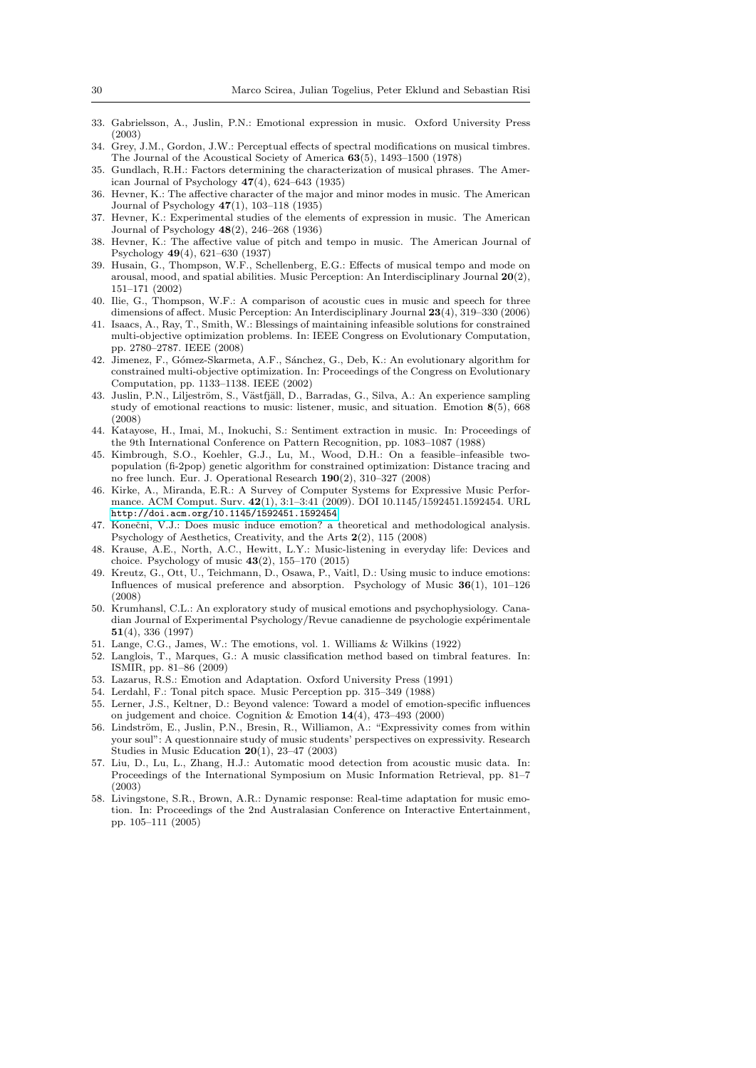33. Gabrielsson, A., Juslin, P.N.: Emotional expression in music. Oxford University Press (2003)
34. Grey, J.M., Gordon, J.W.: Perceptual effects of spectral modifications on musical timbres. The Journal of the Acoustical Society of America **63**(5), 1493–1500 (1978)
35. Gundlach, R.H.: Factors determining the characterization of musical phrases. The American Journal of Psychology **47**(4), 624–643 (1935)
36. Hevner, K.: The affective character of the major and minor modes in music. The American Journal of Psychology **47**(1), 103–118 (1935)
37. Hevner, K.: Experimental studies of the elements of expression in music. The American Journal of Psychology **48**(2), 246–268 (1936)
38. Hevner, K.: The affective value of pitch and tempo in music. The American Journal of Psychology **49**(4), 621–630 (1937)
39. Husain, G., Thompson, W.F., Schellenberg, E.G.: Effects of musical tempo and mode on arousal, mood, and spatial abilities. Music Perception: An Interdisciplinary Journal **20**(2), 151–171 (2002)
40. Ilie, G., Thompson, W.F.: A comparison of acoustic cues in music and speech for three dimensions of affect. Music Perception: An Interdisciplinary Journal **23**(4), 319–330 (2006)
41. Isaacs, A., Ray, T., Smith, W.: Blessings of maintaining infeasible solutions for constrained multi-objective optimization problems. In: IEEE Congress on Evolutionary Computation, pp. 2780–2787. IEEE (2008)
42. Jimenez, F., Gómez-Skarmeta, A.F., Sánchez, G., Deb, K.: An evolutionary algorithm for constrained multi-objective optimization. In: Proceedings of the Congress on Evolutionary Computation, pp. 1133–1138. IEEE (2002)
43. Juslin, P.N., Liljeström, S., Västfjäll, D., Barradas, G., Silva, A.: An experience sampling study of emotional reactions to music: listener, music, and situation. Emotion **8**(5), 668 (2008)
44. Katayose, H., Imai, M., Inokuchi, S.: Sentiment extraction in music. In: Proceedings of the 9th International Conference on Pattern Recognition, pp. 1083–1087 (1988)
45. Kimbrough, S.O., Koehler, G.J., Lu, M., Wood, D.H.: On a feasible–infeasible two-population (fi-2pop) genetic algorithm for constrained optimization: Distance tracing and no free lunch. Eur. J. Operational Research **190**(2), 310–327 (2008)
46. Kirke, A., Miranda, E.R.: A Survey of Computer Systems for Expressive Music Performance. ACM Comput. Surv. **42**(1), 3:1–3:41 (2009). DOI 10.1145/1592451.1592454. URL http://doi.acm.org/10.1145/1592451.1592454
47. Konečni, V.J.: Does music induce emotion? a theoretical and methodological analysis. Psychology of Aesthetics, Creativity, and the Arts **2**(2), 115 (2008)
48. Krause, A.E., North, A.C., Hewitt, L.Y.: Music-listening in everyday life: Devices and choice. Psychology of music **43**(2), 155–170 (2015)
49. Kreutz, G., Ott, U., Teichmann, D., Osawa, P., Vaitl, D.: Using music to induce emotions: Influences of musical preference and absorption. Psychology of Music **36**(1), 101–126 (2008)
50. Krumhansl, C.L.: An exploratory study of musical emotions and psychophysiology. Canadian Journal of Experimental Psychology/Revue canadienne de psychologie expérimentale **51**(4), 336 (1997)
51. Lange, C.G., James, W.: The emotions, vol. 1. Williams & Wilkins (1922)
52. Langlois, T., Marques, G.: A music classification method based on timbral features. In: ISMIR, pp. 81–86 (2009)
53. Lazarus, R.S.: Emotion and Adaptation. Oxford University Press (1991)
54. Lerdahl, F.: Tonal pitch space. Music Perception pp. 315–349 (1988)
55. Lerner, J.S., Keltner, D.: Beyond valence: Toward a model of emotion-specific influences on judgement and choice. Cognition & Emotion **14**(4), 473–493 (2000)
56. Lindström, E., Juslin, P.N., Bresin, R., Williamon, A.: "Expressivity comes from within your soul": A questionnaire study of music students' perspectives on expressivity. Research Studies in Music Education **20**(1), 23–47 (2003)
57. Liu, D., Lu, L., Zhang, H.J.: Automatic mood detection from acoustic music data. In: Proceedings of the International Symposium on Music Information Retrieval, pp. 81–7 (2003)
58. Livingstone, S.R., Brown, A.R.: Dynamic response: Real-time adaptation for music emotion. In: Proceedings of the 2nd Australasian Conference on Interactive Entertainment, pp. 105–111 (2005)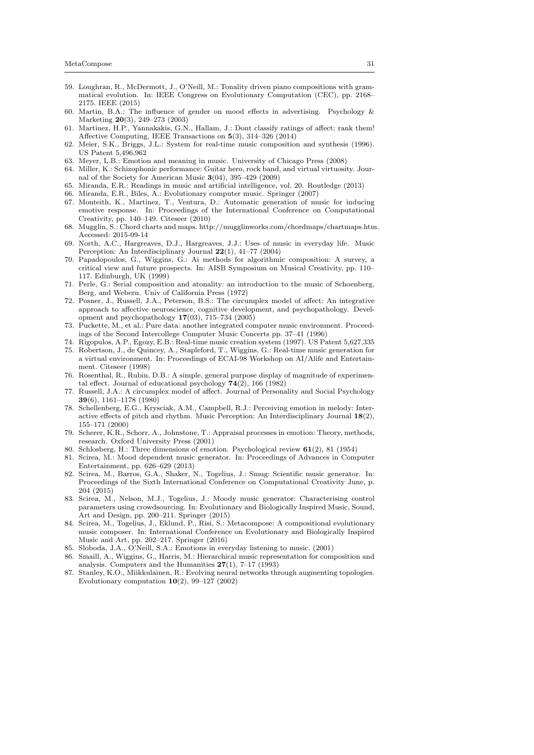59. Loughran, R., McDermott, J., O'Neill, M.: Tonality driven piano compositions with grammatical evolution. In: IEEE Congress on Evolutionary Computation (CEC), pp. 2168–2175. IEEE (2015)
60. Martin, B.A.: The influence of gender on mood effects in advertising. Psychology & Marketing **20**(3), 249–273 (2003)
61. Martinez, H.P., Yannakakis, G.N., Hallam, J.: Dont classify ratings of affect; rank them! Affective Computing, IEEE Transactions on **5**(3), 314–326 (2014)
62. Meier, S.K., Briggs, J.L.: System for real-time music composition and synthesis (1996). US Patent 5,496,962
63. Meyer, L.B.: Emotion and meaning in music. University of Chicago Press (2008)
64. Miller, K.: Schizophonic performance: Guitar hero, rock band, and virtual virtuosity. Journal of the Society for American Music **3**(04), 395–429 (2009)
65. Miranda, E.R.: Readings in music and artificial intelligence, vol. 20. Routledge (2013)
66. Miranda, E.R., Biles, A.: Evolutionary computer music. Springer (2007)
67. Monteith, K., Martinez, T., Ventura, D.: Automatic generation of music for inducing emotive response. In: Proceedings of the International Conference on Computational Creativity, pp. 140–149. Citeseer (2010)
68. Mugglin, S.: Chord charts and maps. http://mugglinworks.com/chordmaps/chartmaps.htm. Accessed: 2015-09-14
69. North, A.C., Hargreaves, D.J., Hargreaves, J.J.: Uses of music in everyday life. Music Perception: An Interdisciplinary Journal **22**(1), 41–77 (2004)
70. Papadopoulos, G., Wiggins, G.: Ai methods for algorithmic composition: A survey, a critical view and future prospects. In: AISB Symposium on Musical Creativity, pp. 110–117. Edinburgh, UK (1999)
71. Perle, G.: Serial composition and atonality: an introduction to the music of Schoenberg, Berg, and Webern. Univ of California Press (1972)
72. Posner, J., Russell, J.A., Peterson, B.S.: The circumplex model of affect: An integrative approach to affective neuroscience, cognitive development, and psychopathology. Development and psychopathology **17**(03), 715–734 (2005)
73. Puckette, M., et al.: Pure data: another integrated computer music environment. Proceedings of the Second Intercollege Computer Music Concerts pp. 37–41 (1996)
74. Rigopulos, A.P., Egozy, E.B.: Real-time music creation system (1997). US Patent 5,627,335
75. Robertson, J., de Quincey, A., Stapleford, T., Wiggins, G.: Real-time music generation for a virtual environment. In: Proceedings of ECAI-98 Workshop on AI/Alife and Entertainment. Citeseer (1998)
76. Rosenthal, R., Rubin, D.B.: A simple, general purpose display of magnitude of experimental effect. Journal of educational psychology **74**(2), 166 (1982)
77. Russell, J.A.: A circumplex model of affect. Journal of Personality and Social Psychology **39**(6), 1161–1178 (1980)
78. Schellenberg, E.G., Krysciak, A.M., Campbell, R.J.: Perceiving emotion in melody: Interactive effects of pitch and rhythm. Music Perception: An Interdisciplinary Journal **18**(2), 155–171 (2000)
79. Scherer, K.R., Schorr, A., Johnstone, T.: Appraisal processes in emotion: Theory, methods, research. Oxford University Press (2001)
80. Schlosberg, H.: Three dimensions of emotion. Psychological review **61**(2), 81 (1954)
81. Scirea, M.: Mood dependent music generator. In: Proceedings of Advances in Computer Entertainment, pp. 626–629 (2013)
82. Scirea, M., Barros, G.A., Shaker, N., Togelius, J.: Smug: Scientific music generator. In: Proceedings of the Sixth International Conference on Computational Creativity June, p. 204 (2015)
83. Scirea, M., Nelson, M.J., Togelius, J.: Moody music generator: Characterising control parameters using crowdsourcing. In: Evolutionary and Biologically Inspired Music, Sound, Art and Design, pp. 200–211. Springer (2015)
84. Scirea, M., Togelius, J., Eklund, P., Risi, S.: Metacompose: A compositional evolutionary music composer. In: International Conference on Evolutionary and Biologically Inspired Music and Art, pp. 202–217. Springer (2016)
85. Sloboda, J.A., O'Neill, S.A.: Emotions in everyday listening to music. (2001)
86. Smaill, A., Wiggins, G., Harris, M.: Hierarchical music representation for composition and analysis. Computers and the Humanities **27**(1), 7–17 (1993)
87. Stanley, K.O., Miikkulainen, R.: Evolving neural networks through augmenting topologies. Evolutionary computation **10**(2), 99–127 (2002)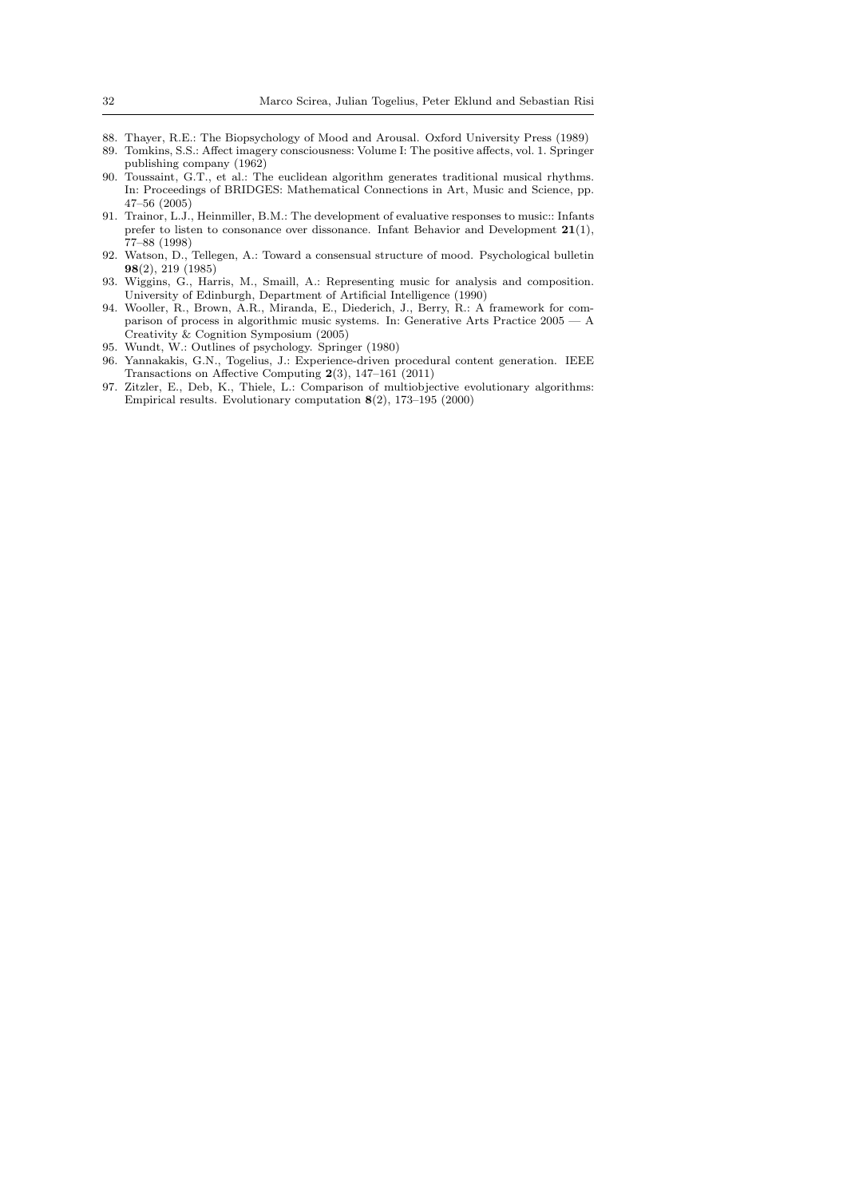88. Thayer, R.E.: The Biopsychology of Mood and Arousal. Oxford University Press (1989)
89. Tomkins, S.S.: Affect imagery consciousness: Volume I: The positive affects, vol. 1. Springer publishing company (1962)
90. Toussaint, G.T., et al.: The euclidean algorithm generates traditional musical rhythms. In: Proceedings of BRIDGES: Mathematical Connections in Art, Music and Science, pp. 47–56 (2005)
91. Trainor, L.J., Heinmiller, B.M.: The development of evaluative responses to music:: Infants prefer to listen to consonance over dissonance. Infant Behavior and Development **21**(1), 77–88 (1998)
92. Watson, D., Tellegen, A.: Toward a consensual structure of mood. Psychological bulletin **98**(2), 219 (1985)
93. Wiggins, G., Harris, M., Smaill, A.: Representing music for analysis and composition. University of Edinburgh, Department of Artificial Intelligence (1990)
94. Wooller, R., Brown, A.R., Miranda, E., Diederich, J., Berry, R.: A framework for comparison of process in algorithmic music systems. In: Generative Arts Practice 2005 — A Creativity & Cognition Symposium (2005)
95. Wundt, W.: Outlines of psychology. Springer (1980)
96. Yannakakis, G.N., Togelius, J.: Experience-driven procedural content generation. IEEE Transactions on Affective Computing **2**(3), 147–161 (2011)
97. Zitzler, E., Deb, K., Thiele, L.: Comparison of multiobjective evolutionary algorithms: Empirical results. Evolutionary computation **8**(2), 173–195 (2000)